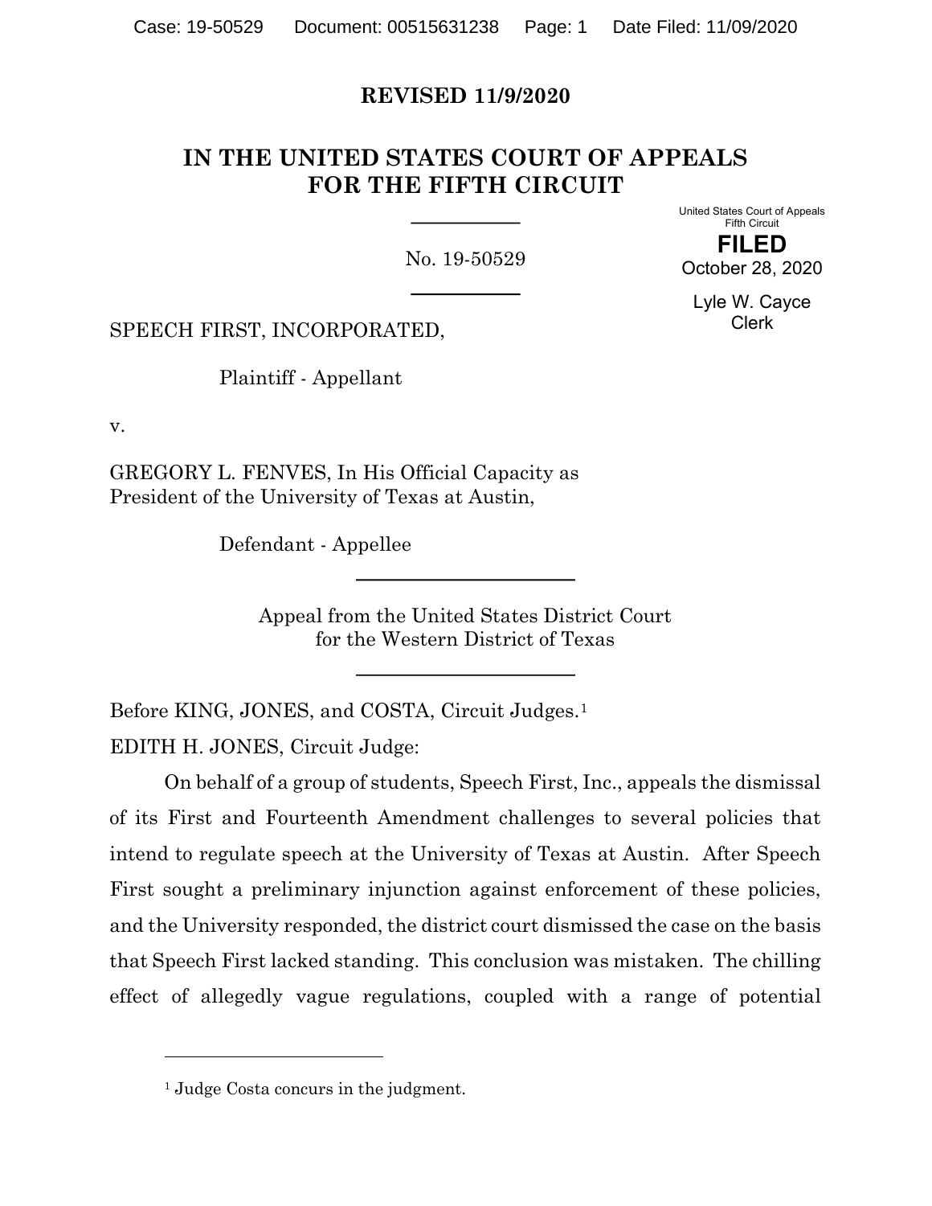**REVISED 11/9/2020**

# IN THE UNITED STATES COURT OF APPEALS FOR THE FIFTH CIRCUIT

No. 19-50529

United States Court of Appeals
Fifth Circuit

**FILED**

October 28, 2020

Lyle W. Cayce
Clerk

SPEECH FIRST, INCORPORATED,

Plaintiff - Appellant

v.

GREGORY L. FENVES, In His Official Capacity as President of the University of Texas at Austin,

Defendant - Appellee

Appeal from the United States District Court for the Western District of Texas

Before KING, JONES, and COSTA, Circuit Judges.[1]

EDITH H. JONES, Circuit Judge:

On behalf of a group of students, Speech First, Inc., appeals the dismissal of its First and Fourteenth Amendment challenges to several policies that intend to regulate speech at the University of Texas at Austin. After Speech First sought a preliminary injunction against enforcement of these policies, and the University responded, the district court dismissed the case on the basis that Speech First lacked standing. This conclusion was mistaken. The chilling effect of allegedly vague regulations, coupled with a range of potential

[1] Judge Costa concurs in the judgment.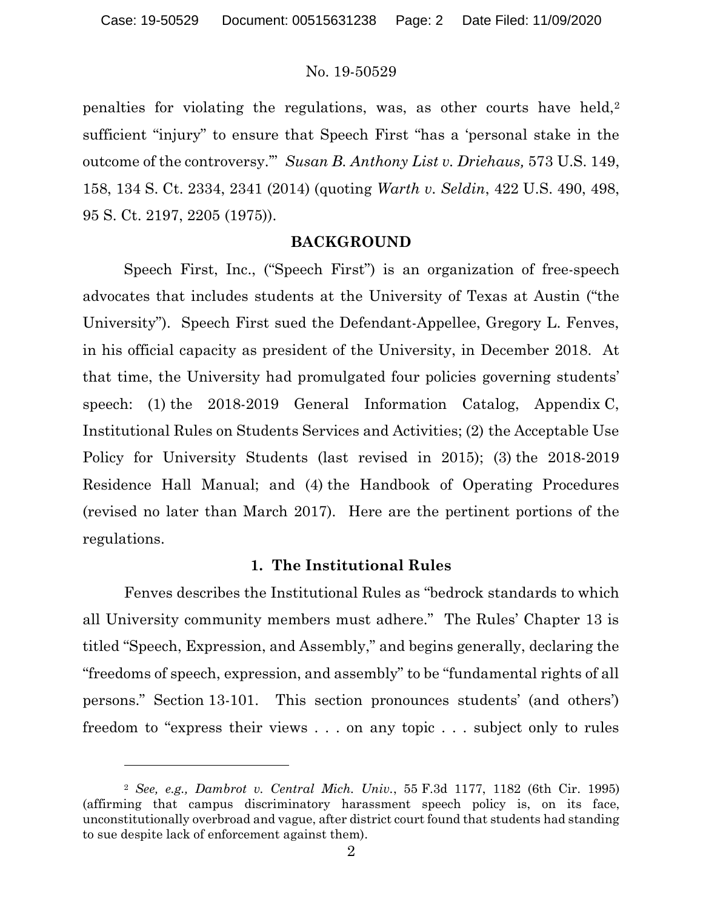penalties for violating the regulations, was, as other courts have held,[2] sufficient "injury" to ensure that Speech First "has a 'personal stake in the outcome of the controversy.'" *Susan B. Anthony List v. Driehaus,* 573 U.S. 149, 158, 134 S. Ct. 2334, 2341 (2014) (quoting *Warth v. Seldin*, 422 U.S. 490, 498, 95 S. Ct. 2197, 2205 (1975)).

## BACKGROUND

Speech First, Inc., ("Speech First") is an organization of free-speech advocates that includes students at the University of Texas at Austin ("the University"). Speech First sued the Defendant-Appellee, Gregory L. Fenves, in his official capacity as president of the University, in December 2018. At that time, the University had promulgated four policies governing students' speech: (1) the 2018-2019 General Information Catalog, Appendix C, Institutional Rules on Students Services and Activities; (2) the Acceptable Use Policy for University Students (last revised in 2015); (3) the 2018-2019 Residence Hall Manual; and (4) the Handbook of Operating Procedures (revised no later than March 2017). Here are the pertinent portions of the regulations.

### 1. The Institutional Rules

Fenves describes the Institutional Rules as "bedrock standards to which all University community members must adhere." The Rules' Chapter 13 is titled "Speech, Expression, and Assembly," and begins generally, declaring the "freedoms of speech, expression, and assembly" to be "fundamental rights of all persons." Section 13-101. This section pronounces students' (and others') freedom to "express their views . . . on any topic . . . subject only to rules

---

[2] *See, e.g., Dambrot v. Central Mich. Univ.*, 55 F.3d 1177, 1182 (6th Cir. 1995) (affirming that campus discriminatory harassment speech policy is, on its face, unconstitutionally overbroad and vague, after district court found that students had standing to sue despite lack of enforcement against them).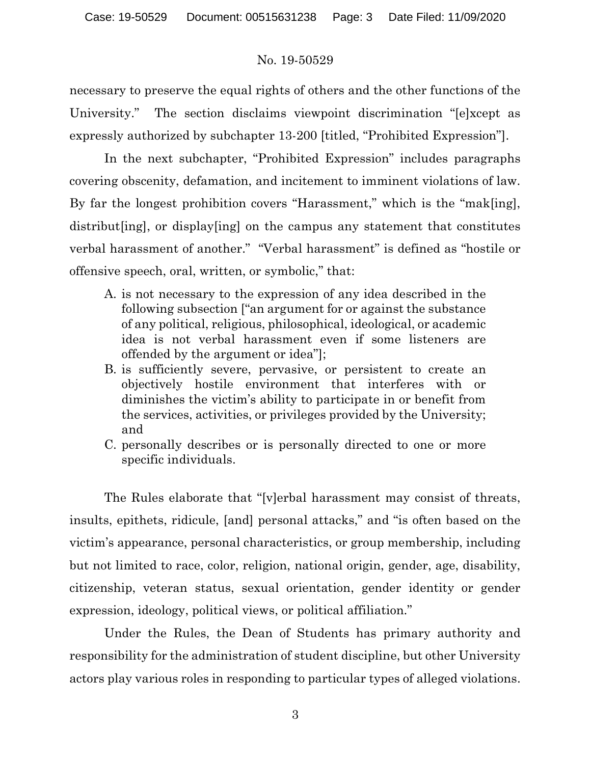necessary to preserve the equal rights of others and the other functions of the University." The section disclaims viewpoint discrimination "[e]xcept as expressly authorized by subchapter 13-200 [titled, "Prohibited Expression"].

In the next subchapter, "Prohibited Expression" includes paragraphs covering obscenity, defamation, and incitement to imminent violations of law. By far the longest prohibition covers "Harassment," which is the "mak[ing], distribut[ing], or display[ing] on the campus any statement that constitutes verbal harassment of another." "Verbal harassment" is defined as "hostile or offensive speech, oral, written, or symbolic," that:

> A. is not necessary to the expression of any idea described in the following subsection ["an argument for or against the substance of any political, religious, philosophical, ideological, or academic idea is not verbal harassment even if some listeners are offended by the argument or idea"];
> B. is sufficiently severe, pervasive, or persistent to create an objectively hostile environment that interferes with or diminishes the victim's ability to participate in or benefit from the services, activities, or privileges provided by the University; and
> C. personally describes or is personally directed to one or more specific individuals.

The Rules elaborate that "[v]erbal harassment may consist of threats, insults, epithets, ridicule, [and] personal attacks," and "is often based on the victim's appearance, personal characteristics, or group membership, including but not limited to race, color, religion, national origin, gender, age, disability, citizenship, veteran status, sexual orientation, gender identity or gender expression, ideology, political views, or political affiliation."

Under the Rules, the Dean of Students has primary authority and responsibility for the administration of student discipline, but other University actors play various roles in responding to particular types of alleged violations.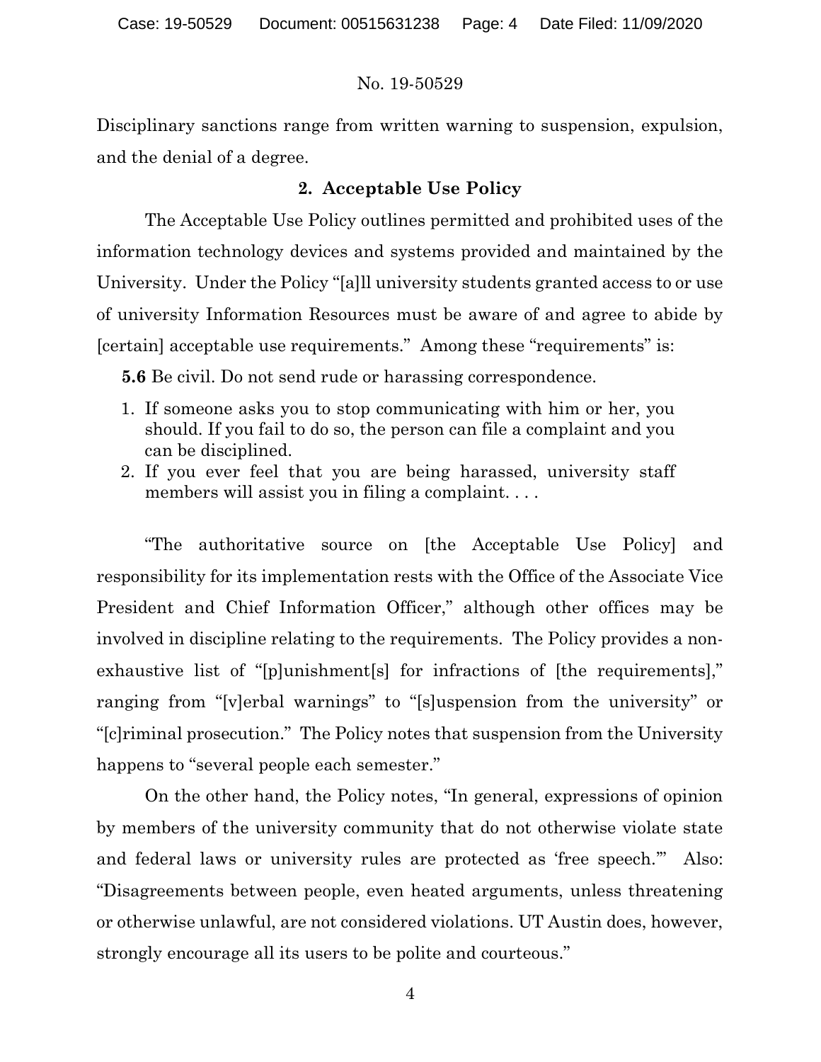Disciplinary sanctions range from written warning to suspension, expulsion, and the denial of a degree.

### 2. Acceptable Use Policy

The Acceptable Use Policy outlines permitted and prohibited uses of the information technology devices and systems provided and maintained by the University. Under the Policy "[a]ll university students granted access to or use of university Information Resources must be aware of and agree to abide by [certain] acceptable use requirements." Among these "requirements" is:

> **5.6** Be civil. Do not send rude or harassing correspondence.
>
> 1. If someone asks you to stop communicating with him or her, you should. If you fail to do so, the person can file a complaint and you can be disciplined.
> 2. If you ever feel that you are being harassed, university staff members will assist you in filing a complaint. . . .

"The authoritative source on [the Acceptable Use Policy] and responsibility for its implementation rests with the Office of the Associate Vice President and Chief Information Officer," although other offices may be involved in discipline relating to the requirements. The Policy provides a non-exhaustive list of "[p]unishment[s] for infractions of [the requirements]," ranging from "[v]erbal warnings" to "[s]uspension from the university" or "[c]riminal prosecution." The Policy notes that suspension from the University happens to "several people each semester."

On the other hand, the Policy notes, "In general, expressions of opinion by members of the university community that do not otherwise violate state and federal laws or university rules are protected as 'free speech.'" Also: "Disagreements between people, even heated arguments, unless threatening or otherwise unlawful, are not considered violations. UT Austin does, however, strongly encourage all its users to be polite and courteous."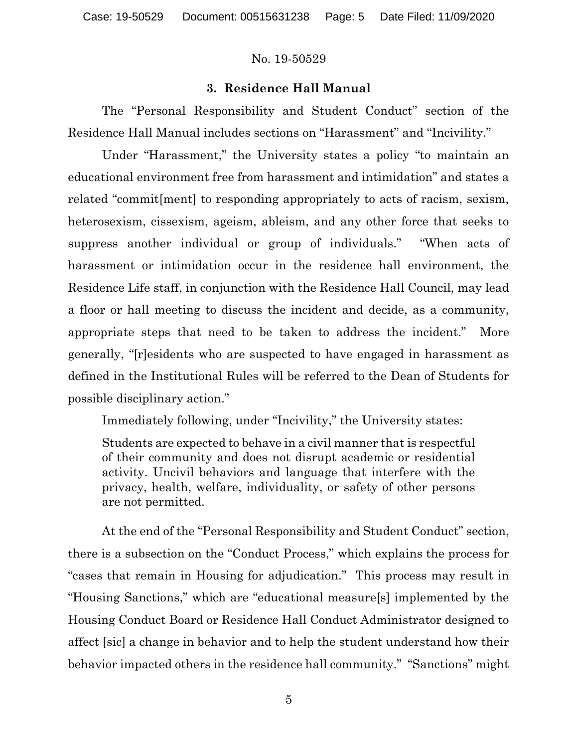### 3. Residence Hall Manual

The "Personal Responsibility and Student Conduct" section of the Residence Hall Manual includes sections on "Harassment" and "Incivility."

Under "Harassment," the University states a policy "to maintain an educational environment free from harassment and intimidation" and states a related "commit[ment] to responding appropriately to acts of racism, sexism, heterosexism, cissexism, ageism, ableism, and any other force that seeks to suppress another individual or group of individuals." "When acts of harassment or intimidation occur in the residence hall environment, the Residence Life staff, in conjunction with the Residence Hall Council, may lead a floor or hall meeting to discuss the incident and decide, as a community, appropriate steps that need to be taken to address the incident." More generally, "[r]esidents who are suspected to have engaged in harassment as defined in the Institutional Rules will be referred to the Dean of Students for possible disciplinary action."

Immediately following, under "Incivility," the University states:

> Students are expected to behave in a civil manner that is respectful of their community and does not disrupt academic or residential activity. Uncivil behaviors and language that interfere with the privacy, health, welfare, individuality, or safety of other persons are not permitted.

At the end of the "Personal Responsibility and Student Conduct" section, there is a subsection on the "Conduct Process," which explains the process for "cases that remain in Housing for adjudication." This process may result in "Housing Sanctions," which are "educational measure[s] implemented by the Housing Conduct Board or Residence Hall Conduct Administrator designed to affect [sic] a change in behavior and to help the student understand how their behavior impacted others in the residence hall community." "Sanctions" might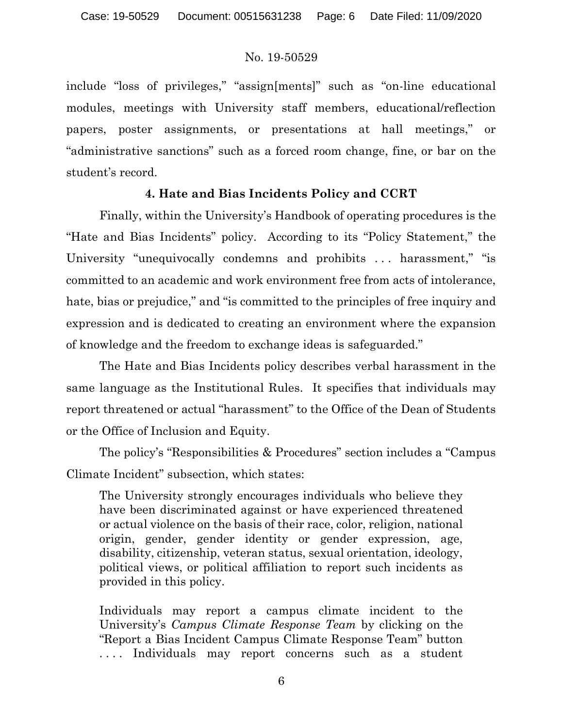include "loss of privileges," "assign[ments]" such as "on-line educational modules, meetings with University staff members, educational/reflection papers, poster assignments, or presentations at hall meetings," or "administrative sanctions" such as a forced room change, fine, or bar on the student's record.

**4. Hate and Bias Incidents Policy and CCRT**

Finally, within the University's Handbook of operating procedures is the "Hate and Bias Incidents" policy. According to its "Policy Statement," the University "unequivocally condemns and prohibits . . . harassment," "is committed to an academic and work environment free from acts of intolerance, hate, bias or prejudice," and "is committed to the principles of free inquiry and expression and is dedicated to creating an environment where the expansion of knowledge and the freedom to exchange ideas is safeguarded."

The Hate and Bias Incidents policy describes verbal harassment in the same language as the Institutional Rules. It specifies that individuals may report threatened or actual "harassment" to the Office of the Dean of Students or the Office of Inclusion and Equity.

The policy's "Responsibilities & Procedures" section includes a "Campus Climate Incident" subsection, which states:

> The University strongly encourages individuals who believe they have been discriminated against or have experienced threatened or actual violence on the basis of their race, color, religion, national origin, gender, gender identity or gender expression, age, disability, citizenship, veteran status, sexual orientation, ideology, political views, or political affiliation to report such incidents as provided in this policy.
>
> Individuals may report a campus climate incident to the University's *Campus Climate Response Team* by clicking on the "Report a Bias Incident Campus Climate Response Team" button . . . . Individuals may report concerns such as a student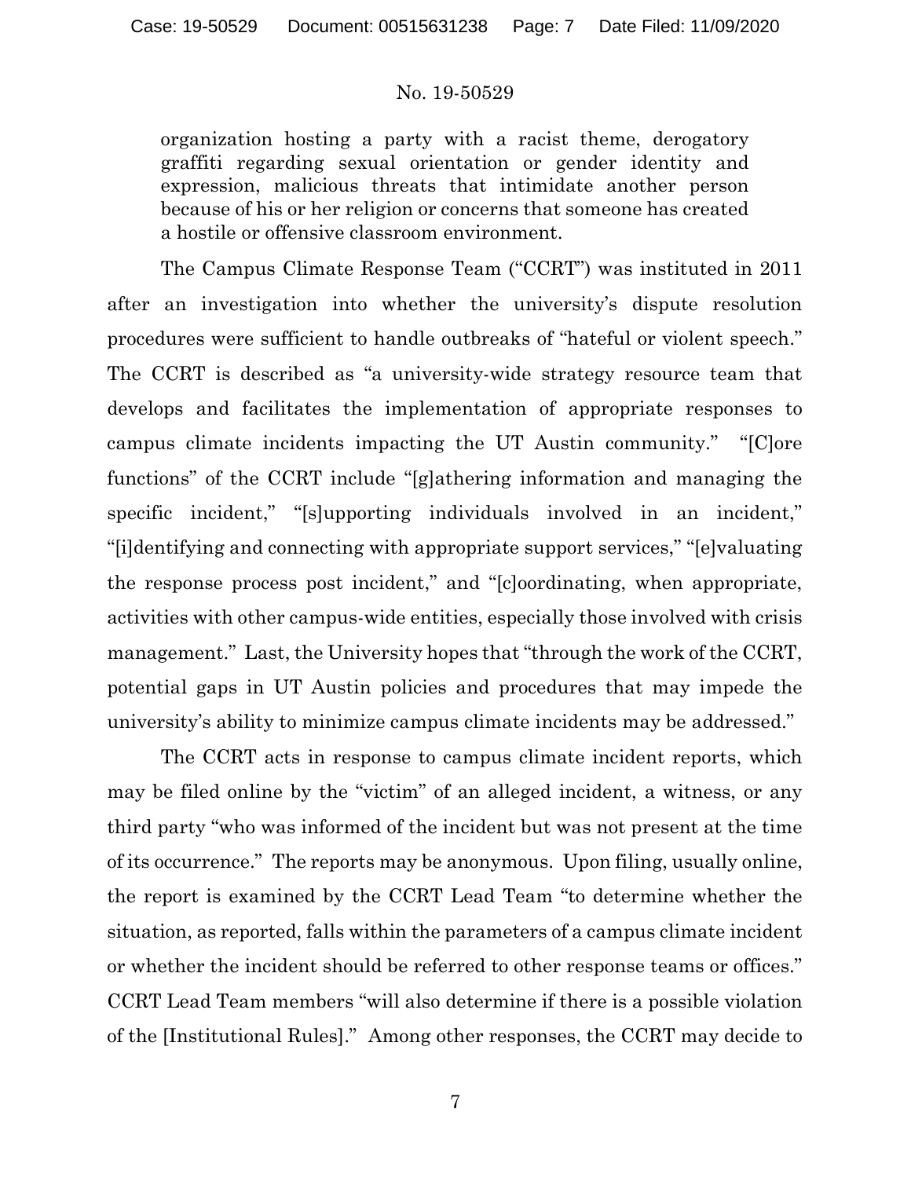> organization hosting a party with a racist theme, derogatory graffiti regarding sexual orientation or gender identity and expression, malicious threats that intimidate another person because of his or her religion or concerns that someone has created a hostile or offensive classroom environment.

The Campus Climate Response Team ("CCRT") was instituted in 2011 after an investigation into whether the university's dispute resolution procedures were sufficient to handle outbreaks of "hateful or violent speech." The CCRT is described as "a university-wide strategy resource team that develops and facilitates the implementation of appropriate responses to campus climate incidents impacting the UT Austin community." "[C]ore functions" of the CCRT include "[g]athering information and managing the specific incident," "[s]upporting individuals involved in an incident," "[i]dentifying and connecting with appropriate support services," "[e]valuating the response process post incident," and "[c]oordinating, when appropriate, activities with other campus-wide entities, especially those involved with crisis management." Last, the University hopes that "through the work of the CCRT, potential gaps in UT Austin policies and procedures that may impede the university's ability to minimize campus climate incidents may be addressed."

The CCRT acts in response to campus climate incident reports, which may be filed online by the "victim" of an alleged incident, a witness, or any third party "who was informed of the incident but was not present at the time of its occurrence." The reports may be anonymous. Upon filing, usually online, the report is examined by the CCRT Lead Team "to determine whether the situation, as reported, falls within the parameters of a campus climate incident or whether the incident should be referred to other response teams or offices." CCRT Lead Team members "will also determine if there is a possible violation of the [Institutional Rules]." Among other responses, the CCRT may decide to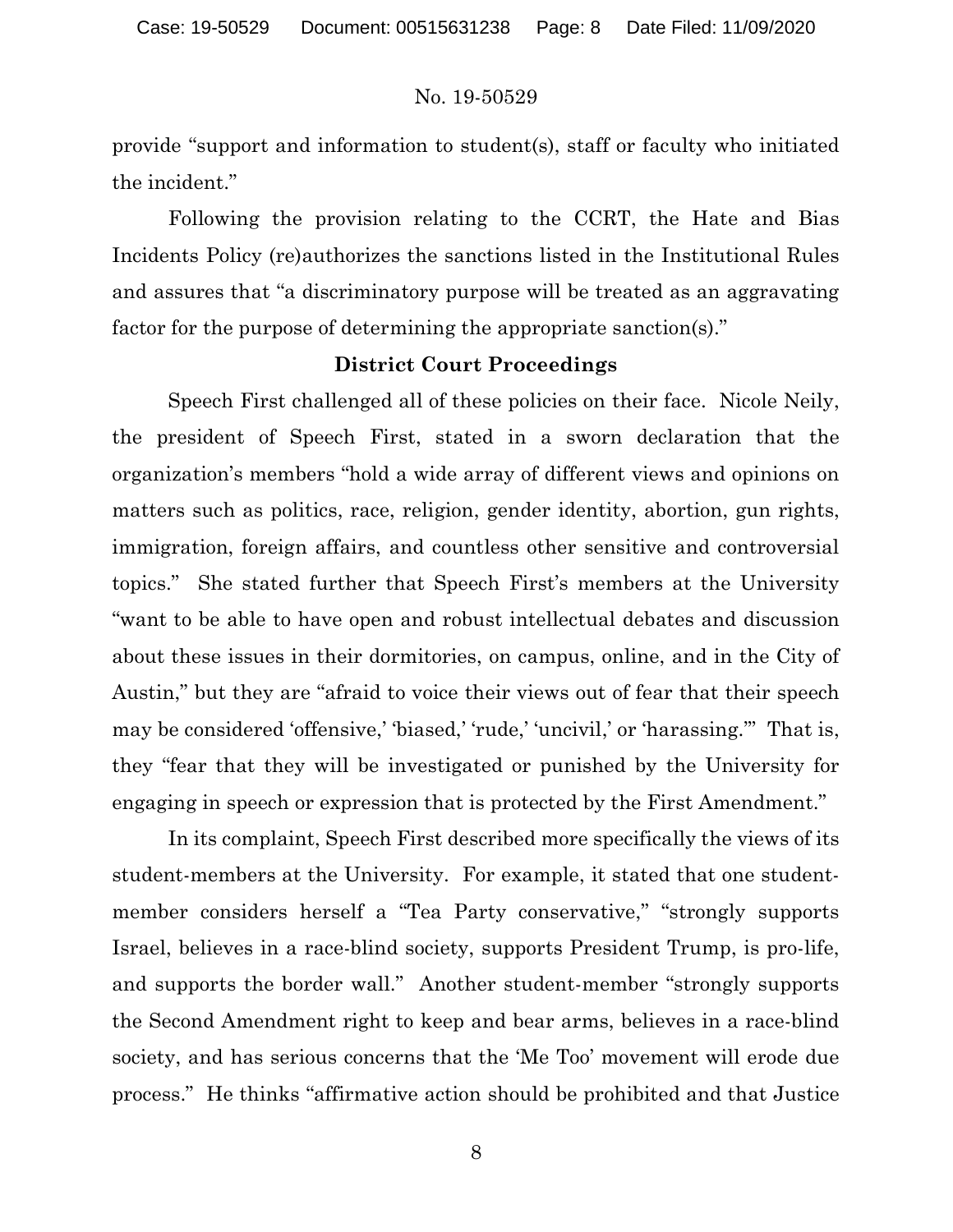provide "support and information to student(s), staff or faculty who initiated the incident."

Following the provision relating to the CCRT, the Hate and Bias Incidents Policy (re)authorizes the sanctions listed in the Institutional Rules and assures that "a discriminatory purpose will be treated as an aggravating factor for the purpose of determining the appropriate sanction(s)."

## District Court Proceedings

Speech First challenged all of these policies on their face. Nicole Neily, the president of Speech First, stated in a sworn declaration that the organization's members "hold a wide array of different views and opinions on matters such as politics, race, religion, gender identity, abortion, gun rights, immigration, foreign affairs, and countless other sensitive and controversial topics." She stated further that Speech First's members at the University "want to be able to have open and robust intellectual debates and discussion about these issues in their dormitories, on campus, online, and in the City of Austin," but they are "afraid to voice their views out of fear that their speech may be considered 'offensive,' 'biased,' 'rude,' 'uncivil,' or 'harassing.'" That is, they "fear that they will be investigated or punished by the University for engaging in speech or expression that is protected by the First Amendment."

In its complaint, Speech First described more specifically the views of its student-members at the University. For example, it stated that one student-member considers herself a "Tea Party conservative," "strongly supports Israel, believes in a race-blind society, supports President Trump, is pro-life, and supports the border wall." Another student-member "strongly supports the Second Amendment right to keep and bear arms, believes in a race-blind society, and has serious concerns that the 'Me Too' movement will erode due process." He thinks "affirmative action should be prohibited and that Justice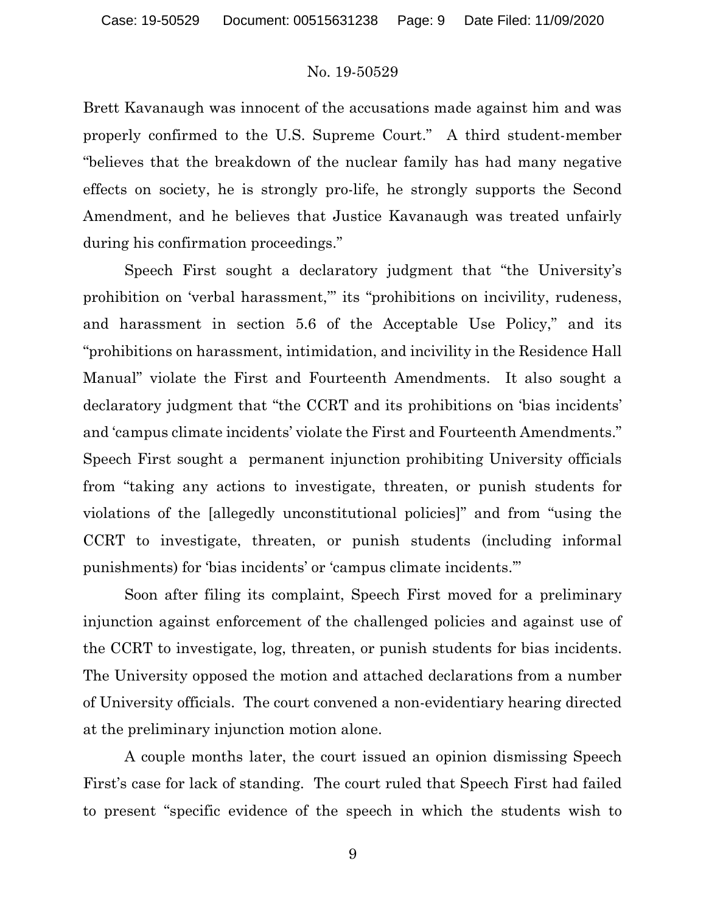Brett Kavanaugh was innocent of the accusations made against him and was properly confirmed to the U.S. Supreme Court." A third student-member "believes that the breakdown of the nuclear family has had many negative effects on society, he is strongly pro-life, he strongly supports the Second Amendment, and he believes that Justice Kavanaugh was treated unfairly during his confirmation proceedings."

Speech First sought a declaratory judgment that "the University's prohibition on 'verbal harassment,'" its "prohibitions on incivility, rudeness, and harassment in section 5.6 of the Acceptable Use Policy," and its "prohibitions on harassment, intimidation, and incivility in the Residence Hall Manual" violate the First and Fourteenth Amendments. It also sought a declaratory judgment that "the CCRT and its prohibitions on 'bias incidents' and 'campus climate incidents' violate the First and Fourteenth Amendments." Speech First sought a permanent injunction prohibiting University officials from "taking any actions to investigate, threaten, or punish students for violations of the [allegedly unconstitutional policies]" and from "using the CCRT to investigate, threaten, or punish students (including informal punishments) for 'bias incidents' or 'campus climate incidents.'"

Soon after filing its complaint, Speech First moved for a preliminary injunction against enforcement of the challenged policies and against use of the CCRT to investigate, log, threaten, or punish students for bias incidents. The University opposed the motion and attached declarations from a number of University officials. The court convened a non-evidentiary hearing directed at the preliminary injunction motion alone.

A couple months later, the court issued an opinion dismissing Speech First's case for lack of standing. The court ruled that Speech First had failed to present "specific evidence of the speech in which the students wish to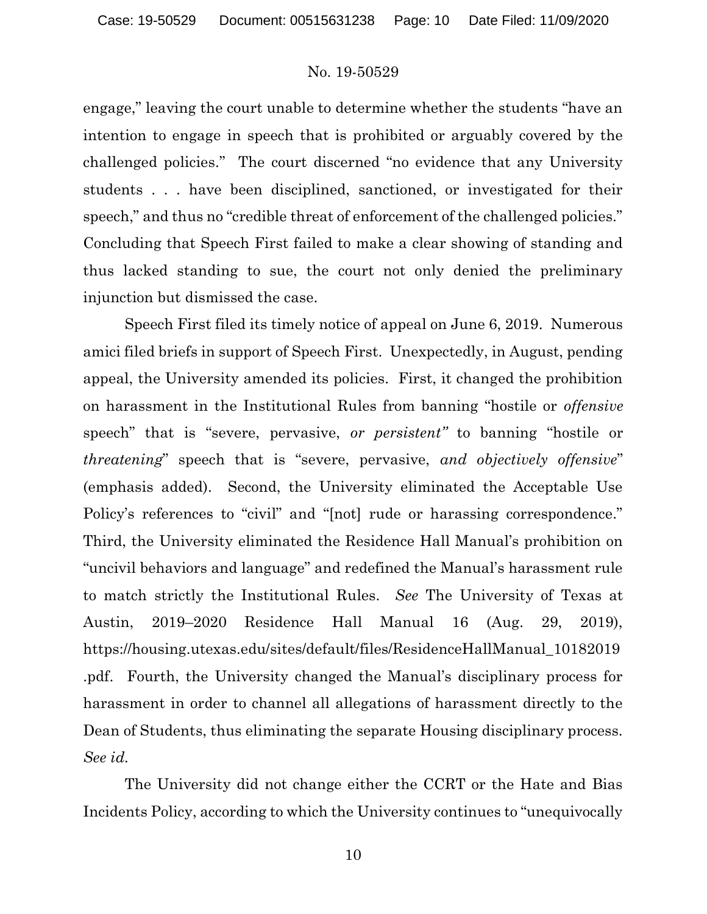engage," leaving the court unable to determine whether the students "have an intention to engage in speech that is prohibited or arguably covered by the challenged policies." The court discerned "no evidence that any University students . . . have been disciplined, sanctioned, or investigated for their speech," and thus no "credible threat of enforcement of the challenged policies." Concluding that Speech First failed to make a clear showing of standing and thus lacked standing to sue, the court not only denied the preliminary injunction but dismissed the case.

Speech First filed its timely notice of appeal on June 6, 2019. Numerous amici filed briefs in support of Speech First. Unexpectedly, in August, pending appeal, the University amended its policies. First, it changed the prohibition on harassment in the Institutional Rules from banning "hostile or *offensive* speech" that is "severe, pervasive, *or persistent"* to banning "hostile or *threatening*" speech that is "severe, pervasive, *and objectively offensive*" (emphasis added). Second, the University eliminated the Acceptable Use Policy's references to "civil" and "[not] rude or harassing correspondence." Third, the University eliminated the Residence Hall Manual's prohibition on "uncivil behaviors and language" and redefined the Manual's harassment rule to match strictly the Institutional Rules. *See* The University of Texas at Austin, 2019–2020 Residence Hall Manual 16 (Aug. 29, 2019), https://housing.utexas.edu/sites/default/files/ResidenceHallManual_10182019.pdf. Fourth, the University changed the Manual's disciplinary process for harassment in order to channel all allegations of harassment directly to the Dean of Students, thus eliminating the separate Housing disciplinary process. *See id.*

The University did not change either the CCRT or the Hate and Bias Incidents Policy, according to which the University continues to "unequivocally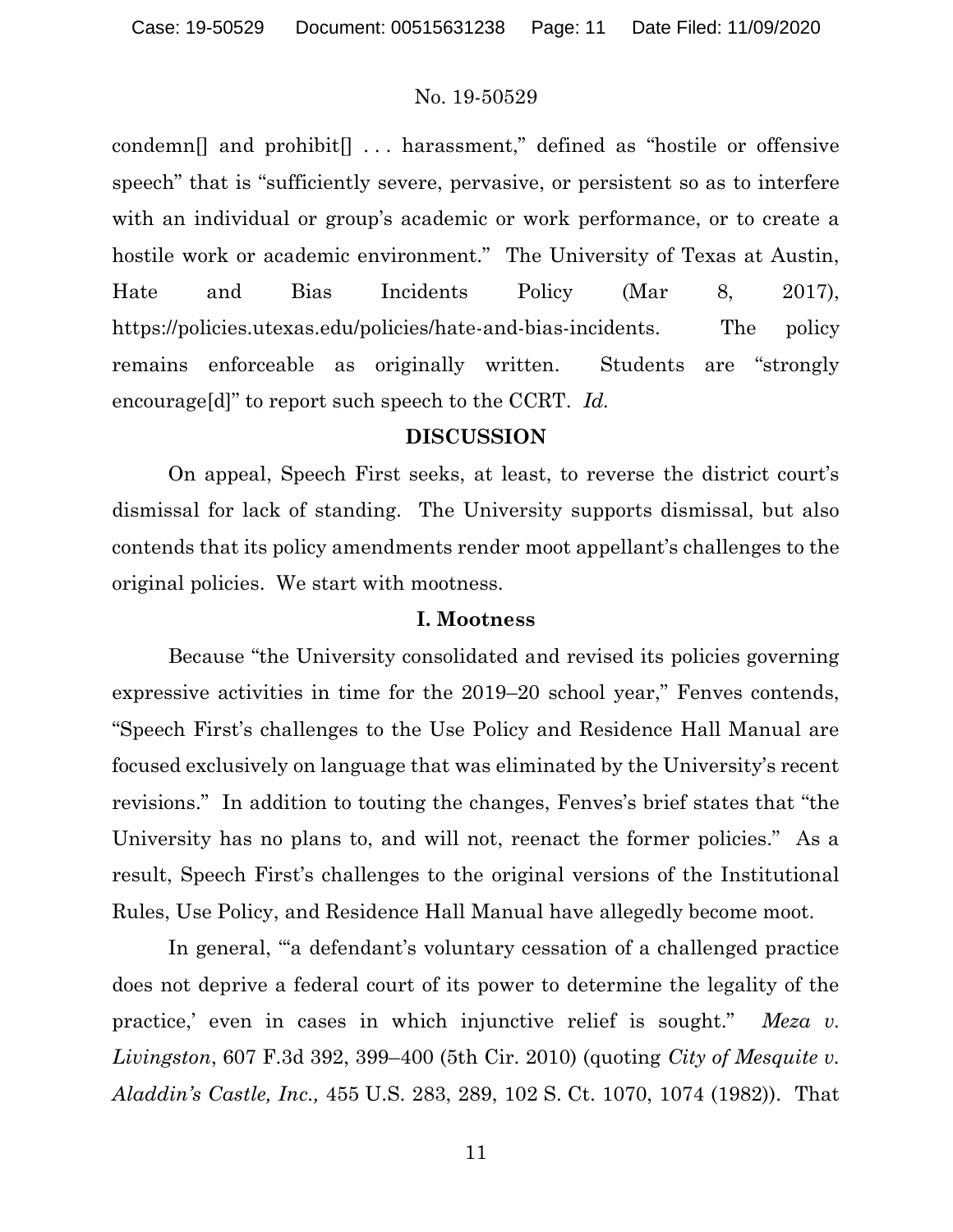condemn[] and prohibit[] . . . harassment," defined as "hostile or offensive speech" that is "sufficiently severe, pervasive, or persistent so as to interfere with an individual or group's academic or work performance, or to create a hostile work or academic environment." The University of Texas at Austin, Hate and Bias Incidents Policy (Mar 8, 2017), https://policies.utexas.edu/policies/hate-and-bias-incidents. The policy remains enforceable as originally written. Students are "strongly encourage[d]" to report such speech to the CCRT. *Id.*

## DISCUSSION

On appeal, Speech First seeks, at least, to reverse the district court's dismissal for lack of standing. The University supports dismissal, but also contends that its policy amendments render moot appellant's challenges to the original policies. We start with mootness.

### I. Mootness

Because "the University consolidated and revised its policies governing expressive activities in time for the 2019–20 school year," Fenves contends, "Speech First's challenges to the Use Policy and Residence Hall Manual are focused exclusively on language that was eliminated by the University's recent revisions." In addition to touting the changes, Fenves's brief states that "the University has no plans to, and will not, reenact the former policies." As a result, Speech First's challenges to the original versions of the Institutional Rules, Use Policy, and Residence Hall Manual have allegedly become moot.

In general, "'a defendant's voluntary cessation of a challenged practice does not deprive a federal court of its power to determine the legality of the practice,' even in cases in which injunctive relief is sought." *Meza v. Livingston*, 607 F.3d 392, 399–400 (5th Cir. 2010) (quoting *City of Mesquite v. Aladdin's Castle, Inc.,* 455 U.S. 283, 289, 102 S. Ct. 1070, 1074 (1982)). That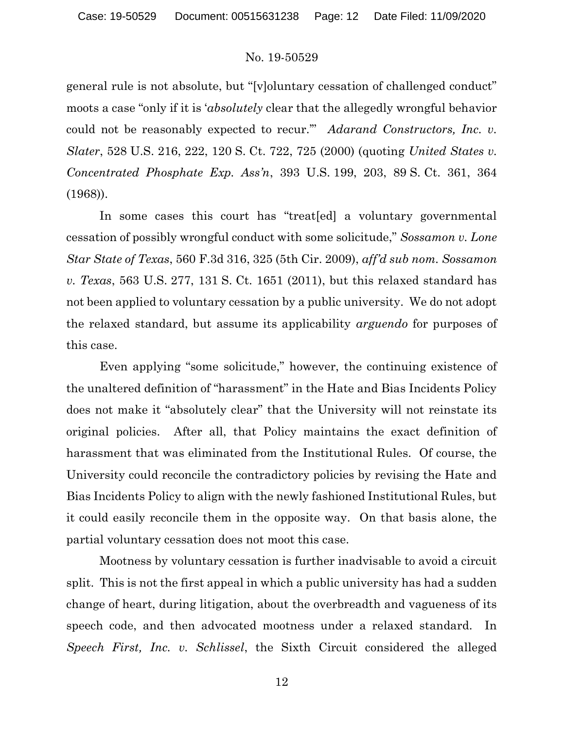general rule is not absolute, but "[v]oluntary cessation of challenged conduct" moots a case "only if it is '*absolutely* clear that the allegedly wrongful behavior could not be reasonably expected to recur.'" *Adarand Constructors, Inc. v. Slater*, 528 U.S. 216, 222, 120 S. Ct. 722, 725 (2000) (quoting *United States v. Concentrated Phosphate Exp. Ass'n*, 393 U.S. 199, 203, 89 S. Ct. 361, 364 (1968)).

In some cases this court has "treat[ed] a voluntary governmental cessation of possibly wrongful conduct with some solicitude," *Sossamon v. Lone Star State of Texas*, 560 F.3d 316, 325 (5th Cir. 2009), *aff'd sub nom. Sossamon v. Texas*, 563 U.S. 277, 131 S. Ct. 1651 (2011), but this relaxed standard has not been applied to voluntary cessation by a public university. We do not adopt the relaxed standard, but assume its applicability *arguendo* for purposes of this case.

Even applying "some solicitude," however, the continuing existence of the unaltered definition of "harassment" in the Hate and Bias Incidents Policy does not make it "absolutely clear" that the University will not reinstate its original policies. After all, that Policy maintains the exact definition of harassment that was eliminated from the Institutional Rules. Of course, the University could reconcile the contradictory policies by revising the Hate and Bias Incidents Policy to align with the newly fashioned Institutional Rules, but it could easily reconcile them in the opposite way. On that basis alone, the partial voluntary cessation does not moot this case.

Mootness by voluntary cessation is further inadvisable to avoid a circuit split. This is not the first appeal in which a public university has had a sudden change of heart, during litigation, about the overbreadth and vagueness of its speech code, and then advocated mootness under a relaxed standard. In *Speech First, Inc. v. Schlissel*, the Sixth Circuit considered the alleged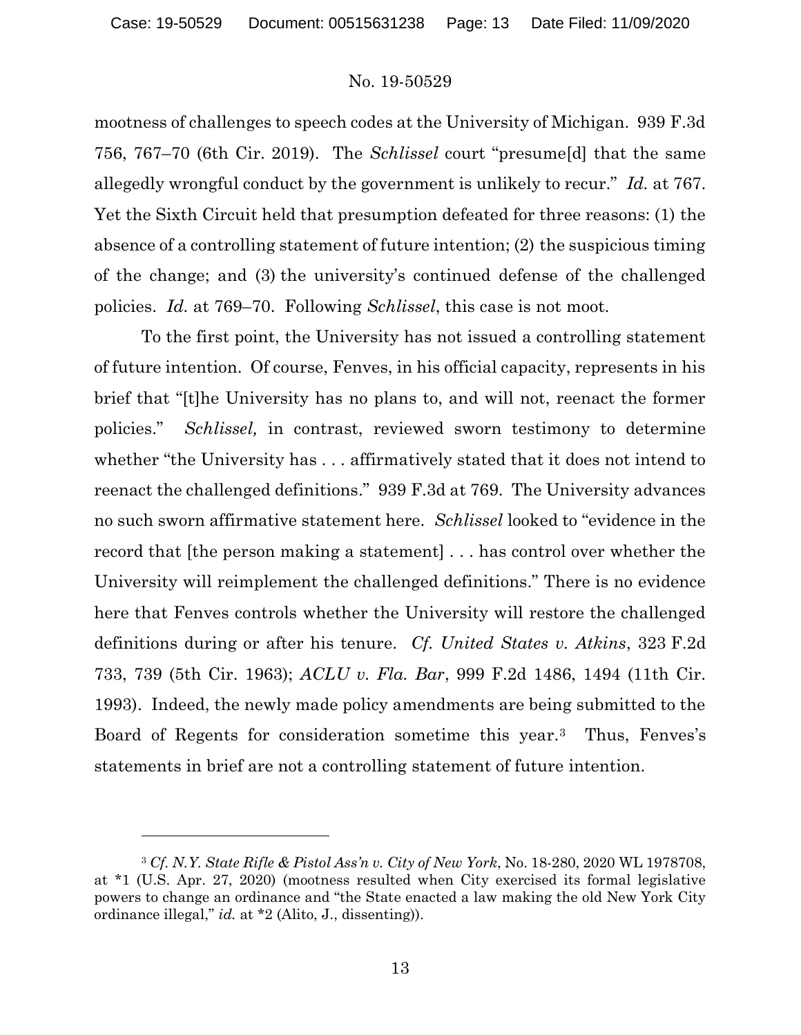mootness of challenges to speech codes at the University of Michigan. 939 F.3d 756, 767–70 (6th Cir. 2019). The *Schlissel* court "presume[d] that the same allegedly wrongful conduct by the government is unlikely to recur." *Id.* at 767. Yet the Sixth Circuit held that presumption defeated for three reasons: (1) the absence of a controlling statement of future intention; (2) the suspicious timing of the change; and (3) the university's continued defense of the challenged policies. *Id.* at 769–70. Following *Schlissel*, this case is not moot.

To the first point, the University has not issued a controlling statement of future intention. Of course, Fenves, in his official capacity, represents in his brief that "[t]he University has no plans to, and will not, reenact the former policies." *Schlissel,* in contrast, reviewed sworn testimony to determine whether "the University has . . . affirmatively stated that it does not intend to reenact the challenged definitions." 939 F.3d at 769. The University advances no such sworn affirmative statement here. *Schlissel* looked to "evidence in the record that [the person making a statement] . . . has control over whether the University will reimplement the challenged definitions." There is no evidence here that Fenves controls whether the University will restore the challenged definitions during or after his tenure. *Cf. United States v. Atkins*, 323 F.2d 733, 739 (5th Cir. 1963); *ACLU v. Fla. Bar*, 999 F.2d 1486, 1494 (11th Cir. 1993). Indeed, the newly made policy amendments are being submitted to the Board of Regents for consideration sometime this year.[3] Thus, Fenves's statements in brief are not a controlling statement of future intention.

---

[3] *Cf. N.Y. State Rifle & Pistol Ass'n v. City of New York*, No. 18-280, 2020 WL 1978708, at *1 (U.S. Apr. 27, 2020) (mootness resulted when City exercised its formal legislative powers to change an ordinance and "the State enacted a law making the old New York City ordinance illegal," *id.* at *2 (Alito, J., dissenting)).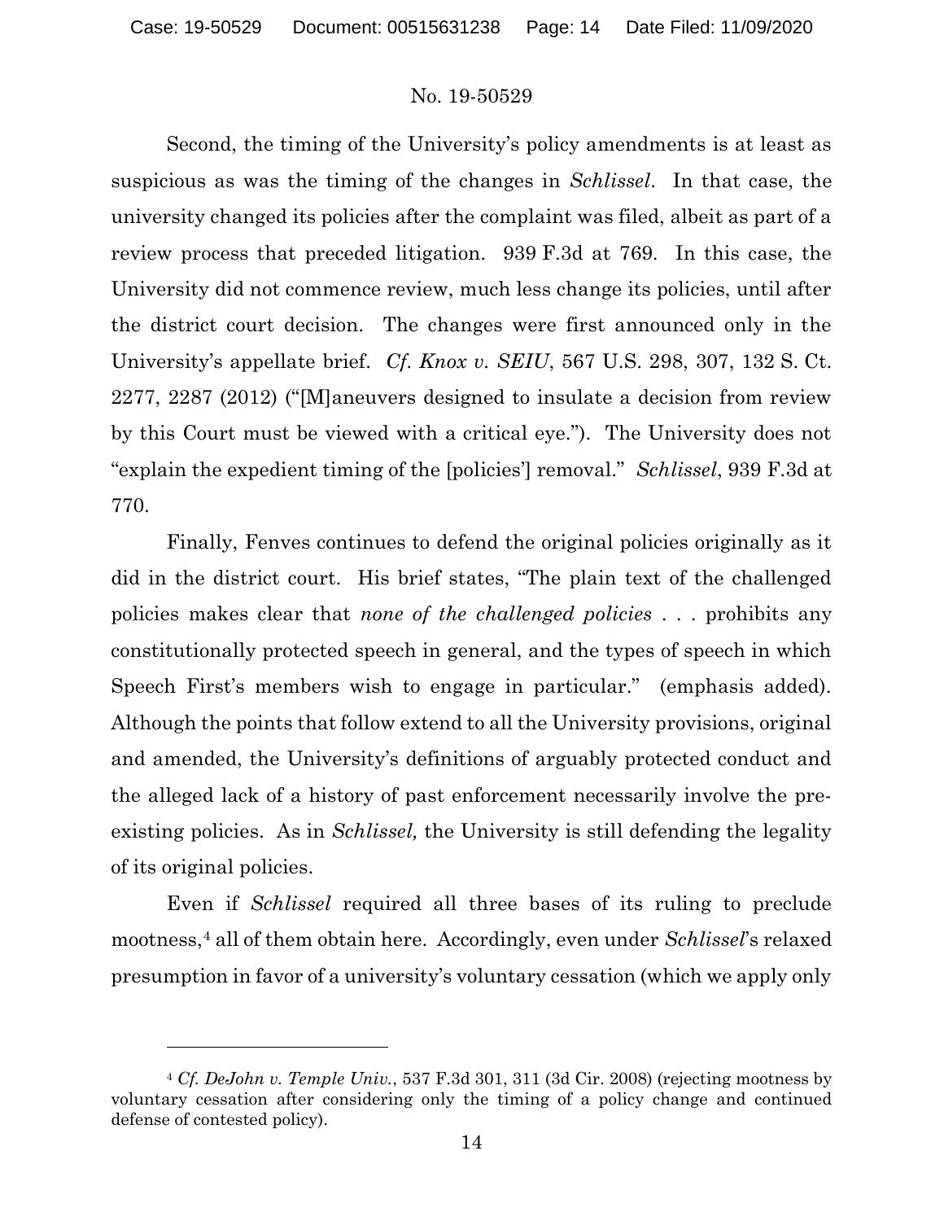Second, the timing of the University's policy amendments is at least as suspicious as was the timing of the changes in *Schlissel*. In that case, the university changed its policies after the complaint was filed, albeit as part of a review process that preceded litigation. 939 F.3d at 769. In this case, the University did not commence review, much less change its policies, until after the district court decision. The changes were first announced only in the University's appellate brief. *Cf. Knox v. SEIU*, 567 U.S. 298, 307, 132 S. Ct. 2277, 2287 (2012) ("[M]aneuvers designed to insulate a decision from review by this Court must be viewed with a critical eye."). The University does not "explain the expedient timing of the [policies'] removal." *Schlissel*, 939 F.3d at 770.

Finally, Fenves continues to defend the original policies originally as it did in the district court. His brief states, "The plain text of the challenged policies makes clear that *none of the challenged policies* . . . prohibits any constitutionally protected speech in general, and the types of speech in which Speech First's members wish to engage in particular." (emphasis added). Although the points that follow extend to all the University provisions, original and amended, the University's definitions of arguably protected conduct and the alleged lack of a history of past enforcement necessarily involve the pre-existing policies. As in *Schlissel,* the University is still defending the legality of its original policies.

Even if *Schlissel* required all three bases of its ruling to preclude mootness,[4] all of them obtain here. Accordingly, even under *Schlissel*'s relaxed presumption in favor of a university's voluntary cessation (which we apply only

---

[4] *Cf. DeJohn v. Temple Univ.*, 537 F.3d 301, 311 (3d Cir. 2008) (rejecting mootness by voluntary cessation after considering only the timing of a policy change and continued defense of contested policy).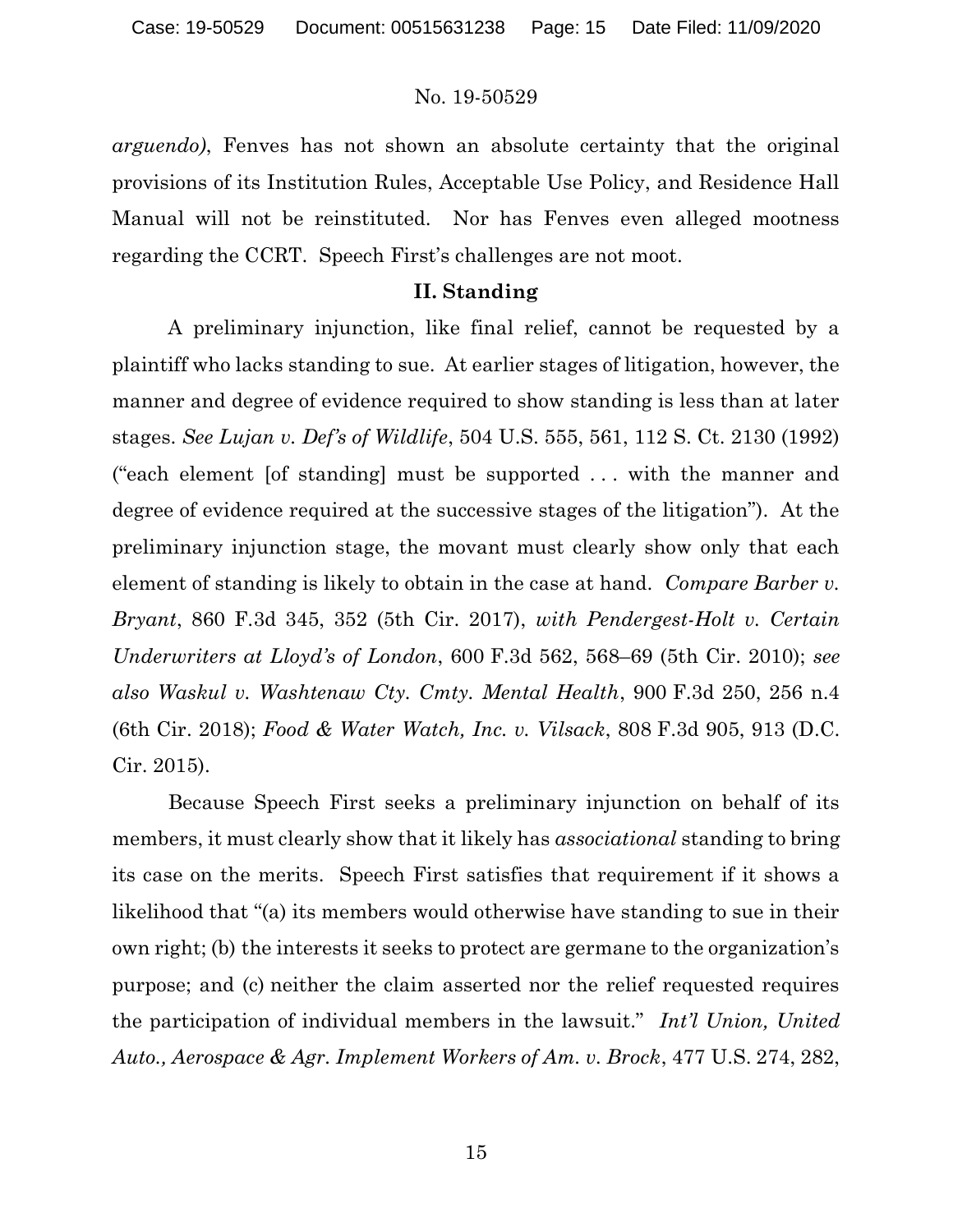*arguendo)*, Fenves has not shown an absolute certainty that the original provisions of its Institution Rules, Acceptable Use Policy, and Residence Hall Manual will not be reinstituted. Nor has Fenves even alleged mootness regarding the CCRT. Speech First's challenges are not moot.

## II. Standing

A preliminary injunction, like final relief, cannot be requested by a plaintiff who lacks standing to sue. At earlier stages of litigation, however, the manner and degree of evidence required to show standing is less than at later stages. *See Lujan v. Def's of Wildlife*, 504 U.S. 555, 561, 112 S. Ct. 2130 (1992) ("each element [of standing] must be supported . . . with the manner and degree of evidence required at the successive stages of the litigation"). At the preliminary injunction stage, the movant must clearly show only that each element of standing is likely to obtain in the case at hand. *Compare Barber v. Bryant*, 860 F.3d 345, 352 (5th Cir. 2017), *with Pendergest-Holt v. Certain Underwriters at Lloyd's of London*, 600 F.3d 562, 568–69 (5th Cir. 2010); *see also Waskul v. Washtenaw Cty. Cmty. Mental Health*, 900 F.3d 250, 256 n.4 (6th Cir. 2018); *Food & Water Watch, Inc. v. Vilsack*, 808 F.3d 905, 913 (D.C. Cir. 2015).

Because Speech First seeks a preliminary injunction on behalf of its members, it must clearly show that it likely has *associational* standing to bring its case on the merits. Speech First satisfies that requirement if it shows a likelihood that "(a) its members would otherwise have standing to sue in their own right; (b) the interests it seeks to protect are germane to the organization's purpose; and (c) neither the claim asserted nor the relief requested requires the participation of individual members in the lawsuit." *Int'l Union, United Auto., Aerospace & Agr. Implement Workers of Am. v. Brock*, 477 U.S. 274, 282,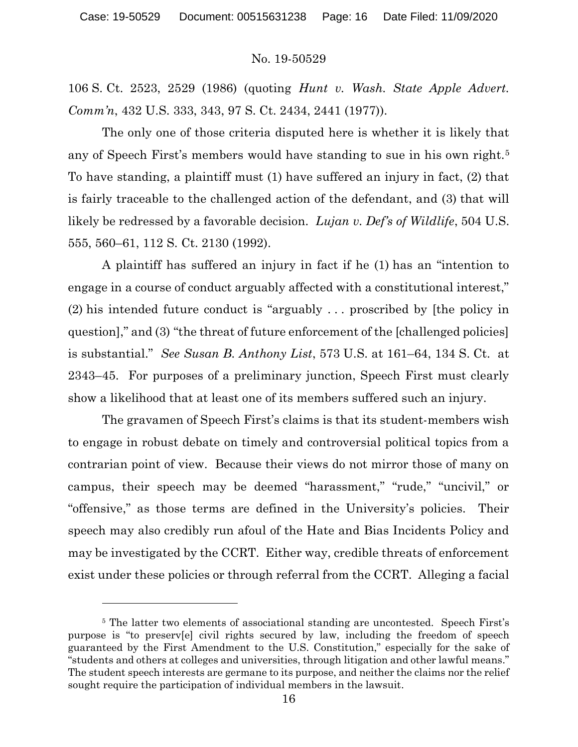106 S. Ct. 2523, 2529 (1986) (quoting *Hunt v. Wash. State Apple Advert. Comm'n*, 432 U.S. 333, 343, 97 S. Ct. 2434, 2441 (1977)).

The only one of those criteria disputed here is whether it is likely that any of Speech First's members would have standing to sue in his own right.[5] To have standing, a plaintiff must (1) have suffered an injury in fact, (2) that is fairly traceable to the challenged action of the defendant, and (3) that will likely be redressed by a favorable decision. *Lujan v. Def's of Wildlife*, 504 U.S. 555, 560–61, 112 S. Ct. 2130 (1992).

A plaintiff has suffered an injury in fact if he (1) has an "intention to engage in a course of conduct arguably affected with a constitutional interest," (2) his intended future conduct is "arguably . . . proscribed by [the policy in question]," and (3) "the threat of future enforcement of the [challenged policies] is substantial." *See Susan B. Anthony List*, 573 U.S. at 161–64, 134 S. Ct. at 2343–45. For purposes of a preliminary junction, Speech First must clearly show a likelihood that at least one of its members suffered such an injury.

The gravamen of Speech First's claims is that its student-members wish to engage in robust debate on timely and controversial political topics from a contrarian point of view. Because their views do not mirror those of many on campus, their speech may be deemed "harassment," "rude," "uncivil," or "offensive," as those terms are defined in the University's policies. Their speech may also credibly run afoul of the Hate and Bias Incidents Policy and may be investigated by the CCRT. Either way, credible threats of enforcement exist under these policies or through referral from the CCRT. Alleging a facial

[5] The latter two elements of associational standing are uncontested. Speech First's purpose is "to preserv[e] civil rights secured by law, including the freedom of speech guaranteed by the First Amendment to the U.S. Constitution," especially for the sake of "students and others at colleges and universities, through litigation and other lawful means." The student speech interests are germane to its purpose, and neither the claims nor the relief sought require the participation of individual members in the lawsuit.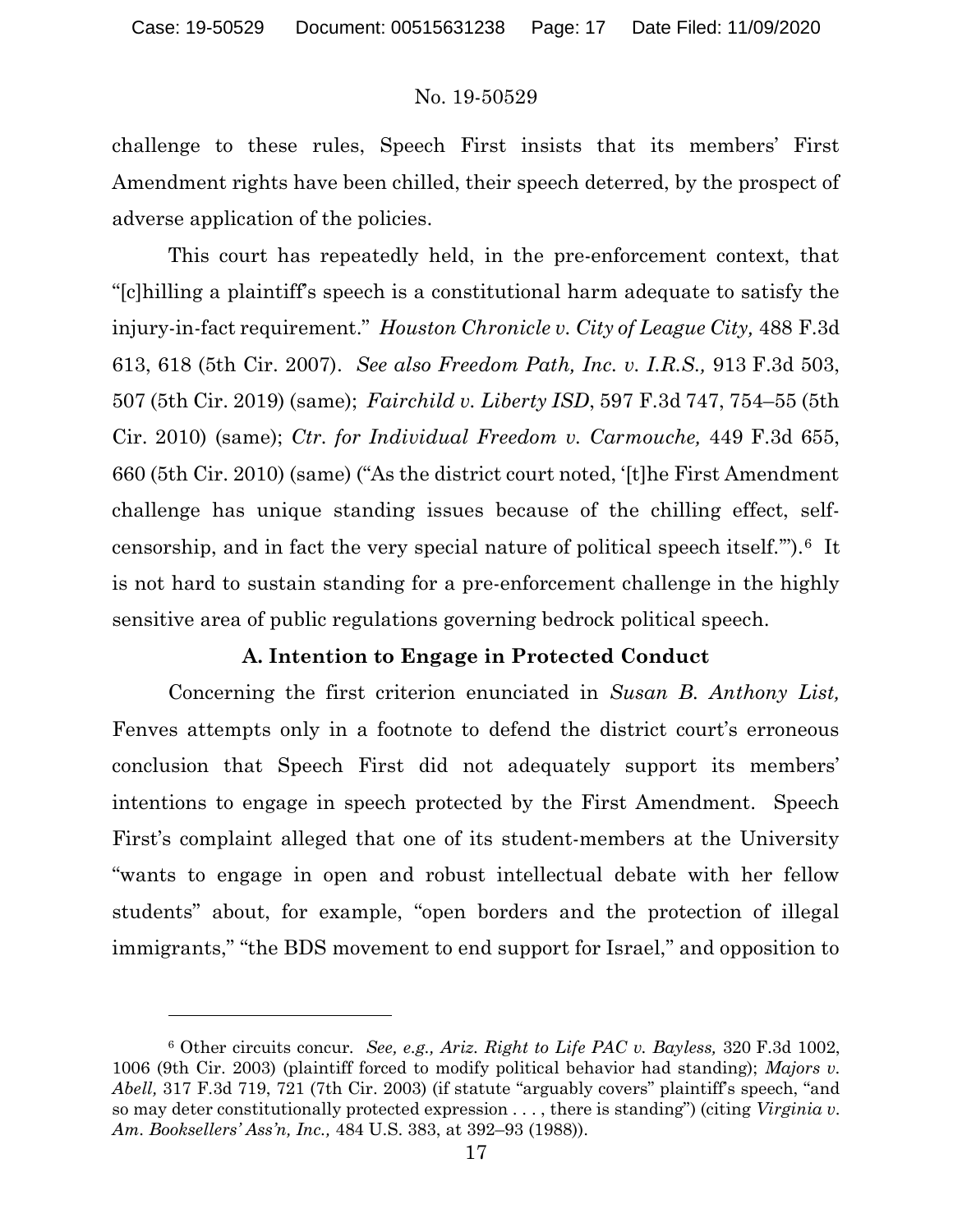challenge to these rules, Speech First insists that its members' First Amendment rights have been chilled, their speech deterred, by the prospect of adverse application of the policies.

This court has repeatedly held, in the pre-enforcement context, that "[c]hilling a plaintiff's speech is a constitutional harm adequate to satisfy the injury-in-fact requirement." *Houston Chronicle v. City of League City,* 488 F.3d 613, 618 (5th Cir. 2007). *See also Freedom Path, Inc. v. I.R.S.,* 913 F.3d 503, 507 (5th Cir. 2019) (same); *Fairchild v. Liberty ISD*, 597 F.3d 747, 754–55 (5th Cir. 2010) (same); *Ctr. for Individual Freedom v. Carmouche,* 449 F.3d 655, 660 (5th Cir. 2010) (same) ("As the district court noted, '[t]he First Amendment challenge has unique standing issues because of the chilling effect, self-censorship, and in fact the very special nature of political speech itself.'").[6] It is not hard to sustain standing for a pre-enforcement challenge in the highly sensitive area of public regulations governing bedrock political speech.

### A. Intention to Engage in Protected Conduct

Concerning the first criterion enunciated in *Susan B. Anthony List,* Fenves attempts only in a footnote to defend the district court's erroneous conclusion that Speech First did not adequately support its members' intentions to engage in speech protected by the First Amendment. Speech First's complaint alleged that one of its student-members at the University "wants to engage in open and robust intellectual debate with her fellow students" about, for example, "open borders and the protection of illegal immigrants," "the BDS movement to end support for Israel," and opposition to

---

[6] Other circuits concur. *See, e.g., Ariz. Right to Life PAC v. Bayless,* 320 F.3d 1002, 1006 (9th Cir. 2003) (plaintiff forced to modify political behavior had standing); *Majors v. Abell,* 317 F.3d 719, 721 (7th Cir. 2003) (if statute "arguably covers" plaintiff's speech, "and so may deter constitutionally protected expression . . . , there is standing") (citing *Virginia v. Am. Booksellers' Ass'n, Inc.,* 484 U.S. 383, at 392–93 (1988)).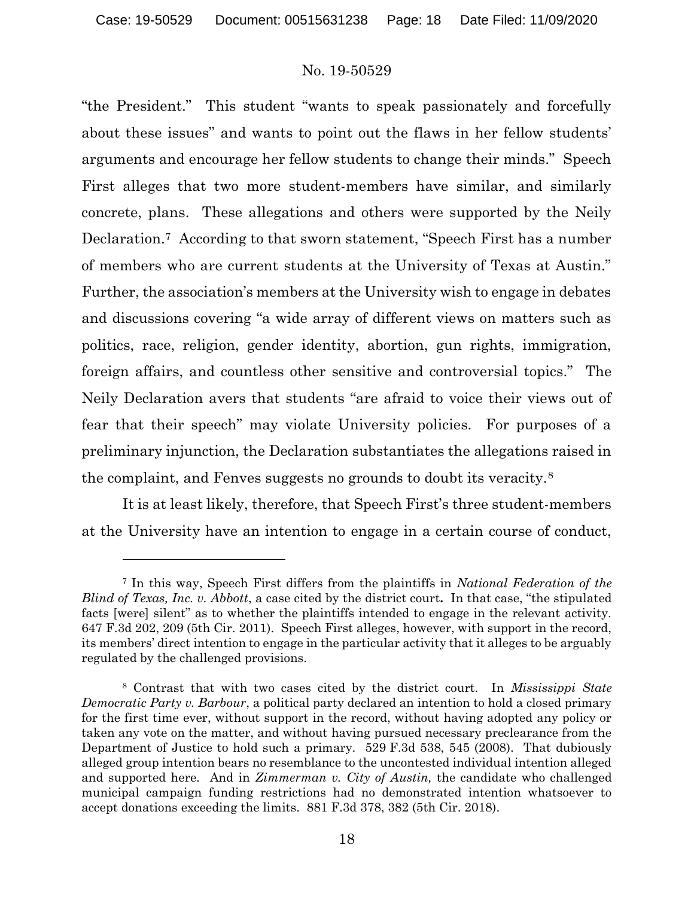"the President." This student "wants to speak passionately and forcefully about these issues" and wants to point out the flaws in her fellow students' arguments and encourage her fellow students to change their minds." Speech First alleges that two more student-members have similar, and similarly concrete, plans. These allegations and others were supported by the Neily Declaration.[7] According to that sworn statement, "Speech First has a number of members who are current students at the University of Texas at Austin." Further, the association's members at the University wish to engage in debates and discussions covering "a wide array of different views on matters such as politics, race, religion, gender identity, abortion, gun rights, immigration, foreign affairs, and countless other sensitive and controversial topics." The Neily Declaration avers that students "are afraid to voice their views out of fear that their speech" may violate University policies. For purposes of a preliminary injunction, the Declaration substantiates the allegations raised in the complaint, and Fenves suggests no grounds to doubt its veracity.[8]

It is at least likely, therefore, that Speech First's three student-members at the University have an intention to engage in a certain course of conduct,

---

[7] In this way, Speech First differs from the plaintiffs in *National Federation of the Blind of Texas, Inc. v. Abbott*, a case cited by the district court. In that case, "the stipulated facts [were] silent" as to whether the plaintiffs intended to engage in the relevant activity. 647 F.3d 202, 209 (5th Cir. 2011). Speech First alleges, however, with support in the record, its members' direct intention to engage in the particular activity that it alleges to be arguably regulated by the challenged provisions.

[8] Contrast that with two cases cited by the district court. In *Mississippi State Democratic Party v. Barbour*, a political party declared an intention to hold a closed primary for the first time ever, without support in the record, without having adopted any policy or taken any vote on the matter, and without having pursued necessary preclearance from the Department of Justice to hold such a primary. 529 F.3d 538, 545 (2008). That dubiously alleged group intention bears no resemblance to the uncontested individual intention alleged and supported here. And in *Zimmerman v. City of Austin,* the candidate who challenged municipal campaign funding restrictions had no demonstrated intention whatsoever to accept donations exceeding the limits. 881 F.3d 378, 382 (5th Cir. 2018).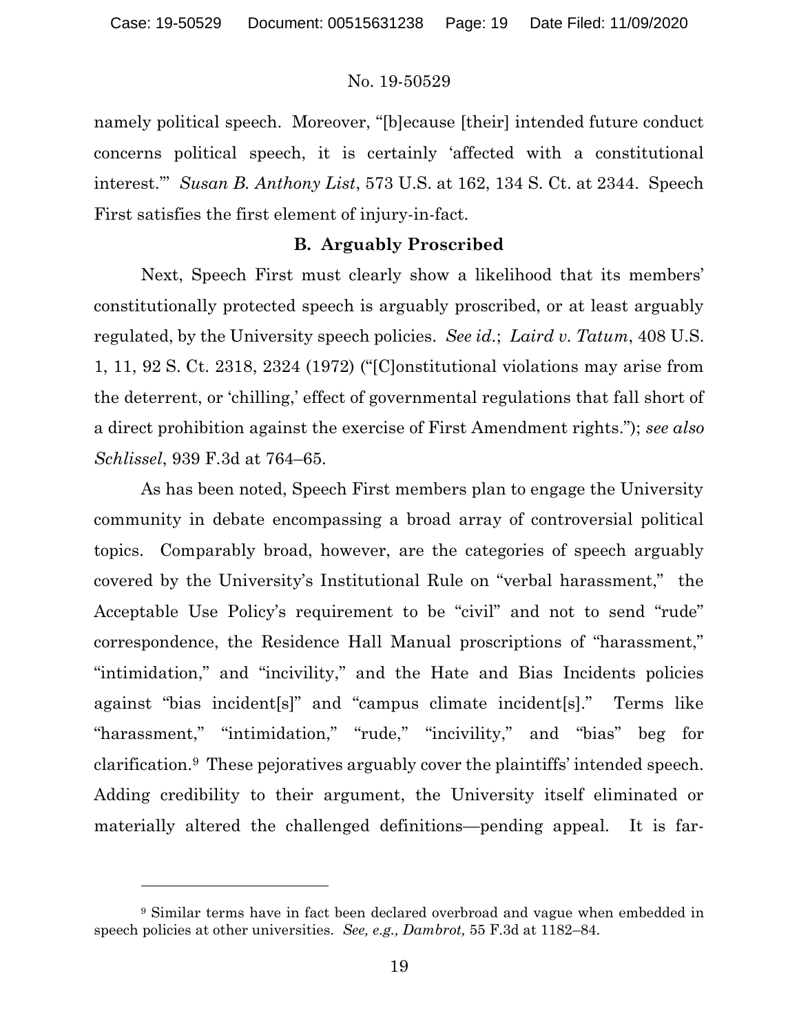namely political speech. Moreover, "[b]ecause [their] intended future conduct concerns political speech, it is certainly 'affected with a constitutional interest.'" *Susan B. Anthony List*, 573 U.S. at 162, 134 S. Ct. at 2344. Speech First satisfies the first element of injury-in-fact.

### B. Arguably Proscribed

Next, Speech First must clearly show a likelihood that its members' constitutionally protected speech is arguably proscribed, or at least arguably regulated, by the University speech policies. *See id.*; *Laird v. Tatum*, 408 U.S. 1, 11, 92 S. Ct. 2318, 2324 (1972) ("[C]onstitutional violations may arise from the deterrent, or 'chilling,' effect of governmental regulations that fall short of a direct prohibition against the exercise of First Amendment rights."); *see also Schlissel*, 939 F.3d at 764–65.

As has been noted, Speech First members plan to engage the University community in debate encompassing a broad array of controversial political topics. Comparably broad, however, are the categories of speech arguably covered by the University's Institutional Rule on "verbal harassment," the Acceptable Use Policy's requirement to be "civil" and not to send "rude" correspondence, the Residence Hall Manual proscriptions of "harassment," "intimidation," and "incivility," and the Hate and Bias Incidents policies against "bias incident[s]" and "campus climate incident[s]." Terms like "harassment," "intimidation," "rude," "incivility," and "bias" beg for clarification.[9] These pejoratives arguably cover the plaintiffs' intended speech. Adding credibility to their argument, the University itself eliminated or materially altered the challenged definitions—pending appeal. It is far-

[9] Similar terms have in fact been declared overbroad and vague when embedded in speech policies at other universities. *See, e.g., Dambrot,* 55 F.3d at 1182–84.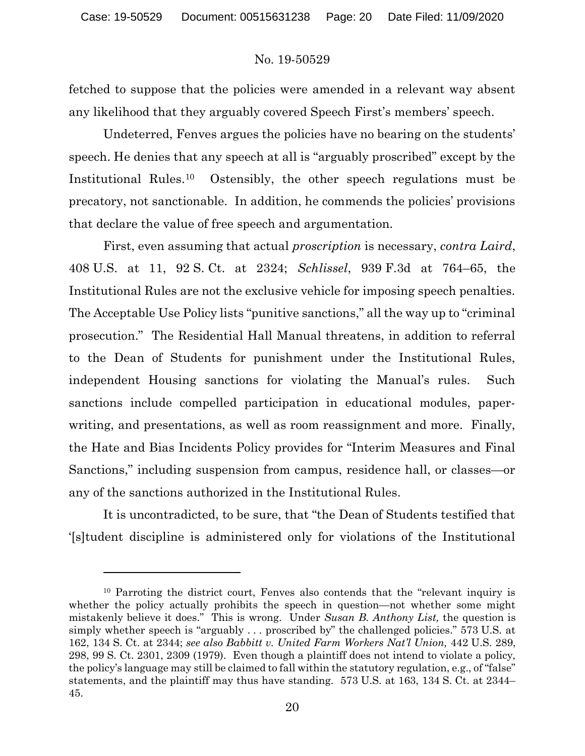fetched to suppose that the policies were amended in a relevant way absent any likelihood that they arguably covered Speech First's members' speech.

Undeterred, Fenves argues the policies have no bearing on the students' speech. He denies that any speech at all is "arguably proscribed" except by the Institutional Rules.[10] Ostensibly, the other speech regulations must be precatory, not sanctionable. In addition, he commends the policies' provisions that declare the value of free speech and argumentation.

First, even assuming that actual *proscription* is necessary, *contra Laird*, 408 U.S. at 11, 92 S. Ct. at 2324; *Schlissel*, 939 F.3d at 764–65, the Institutional Rules are not the exclusive vehicle for imposing speech penalties. The Acceptable Use Policy lists "punitive sanctions," all the way up to "criminal prosecution." The Residential Hall Manual threatens, in addition to referral to the Dean of Students for punishment under the Institutional Rules, independent Housing sanctions for violating the Manual's rules. Such sanctions include compelled participation in educational modules, paper-writing, and presentations, as well as room reassignment and more. Finally, the Hate and Bias Incidents Policy provides for "Interim Measures and Final Sanctions," including suspension from campus, residence hall, or classes—or any of the sanctions authorized in the Institutional Rules.

It is uncontradicted, to be sure, that "the Dean of Students testified that '[s]tudent discipline is administered only for violations of the Institutional

---

[10] Parroting the district court, Fenves also contends that the "relevant inquiry is whether the policy actually prohibits the speech in question—not whether some might mistakenly believe it does." This is wrong. Under *Susan B. Anthony List,* the question is simply whether speech is "arguably . . . proscribed by" the challenged policies." 573 U.S. at 162, 134 S. Ct. at 2344; *see also Babbitt v. United Farm Workers Nat'l Union,* 442 U.S. 289, 298, 99 S. Ct. 2301, 2309 (1979). Even though a plaintiff does not intend to violate a policy, the policy's language may still be claimed to fall within the statutory regulation, e.g., of "false" statements, and the plaintiff may thus have standing. 573 U.S. at 163, 134 S. Ct. at 2344–45.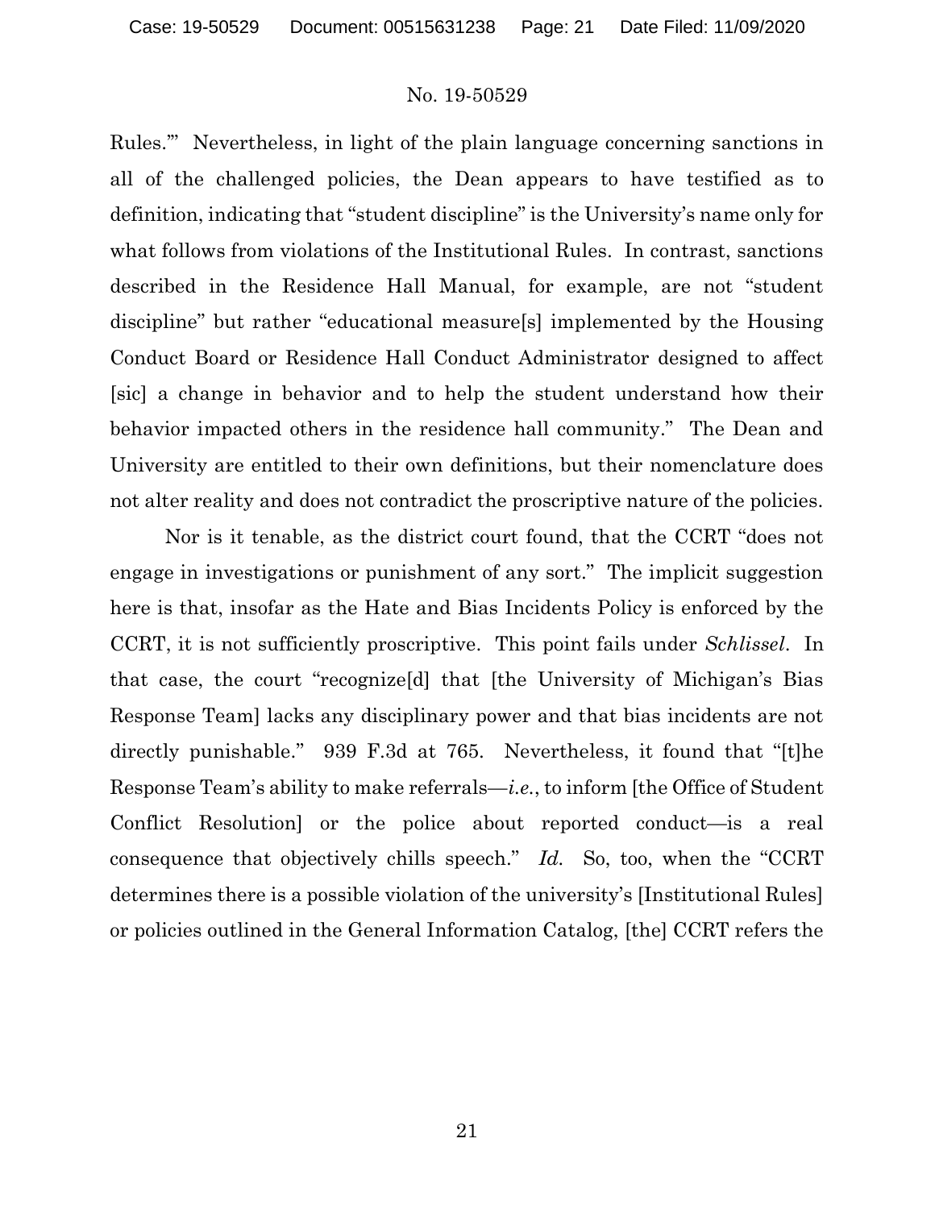Rules.'" Nevertheless, in light of the plain language concerning sanctions in all of the challenged policies, the Dean appears to have testified as to definition, indicating that "student discipline" is the University's name only for what follows from violations of the Institutional Rules. In contrast, sanctions described in the Residence Hall Manual, for example, are not "student discipline" but rather "educational measure[s] implemented by the Housing Conduct Board or Residence Hall Conduct Administrator designed to affect [sic] a change in behavior and to help the student understand how their behavior impacted others in the residence hall community." The Dean and University are entitled to their own definitions, but their nomenclature does not alter reality and does not contradict the proscriptive nature of the policies.

Nor is it tenable, as the district court found, that the CCRT "does not engage in investigations or punishment of any sort." The implicit suggestion here is that, insofar as the Hate and Bias Incidents Policy is enforced by the CCRT, it is not sufficiently proscriptive. This point fails under *Schlissel*. In that case, the court "recognize[d] that [the University of Michigan's Bias Response Team] lacks any disciplinary power and that bias incidents are not directly punishable." 939 F.3d at 765. Nevertheless, it found that "[t]he Response Team's ability to make referrals—*i.e.*, to inform [the Office of Student Conflict Resolution] or the police about reported conduct—is a real consequence that objectively chills speech." *Id.* So, too, when the "CCRT determines there is a possible violation of the university's [Institutional Rules] or policies outlined in the General Information Catalog, [the] CCRT refers the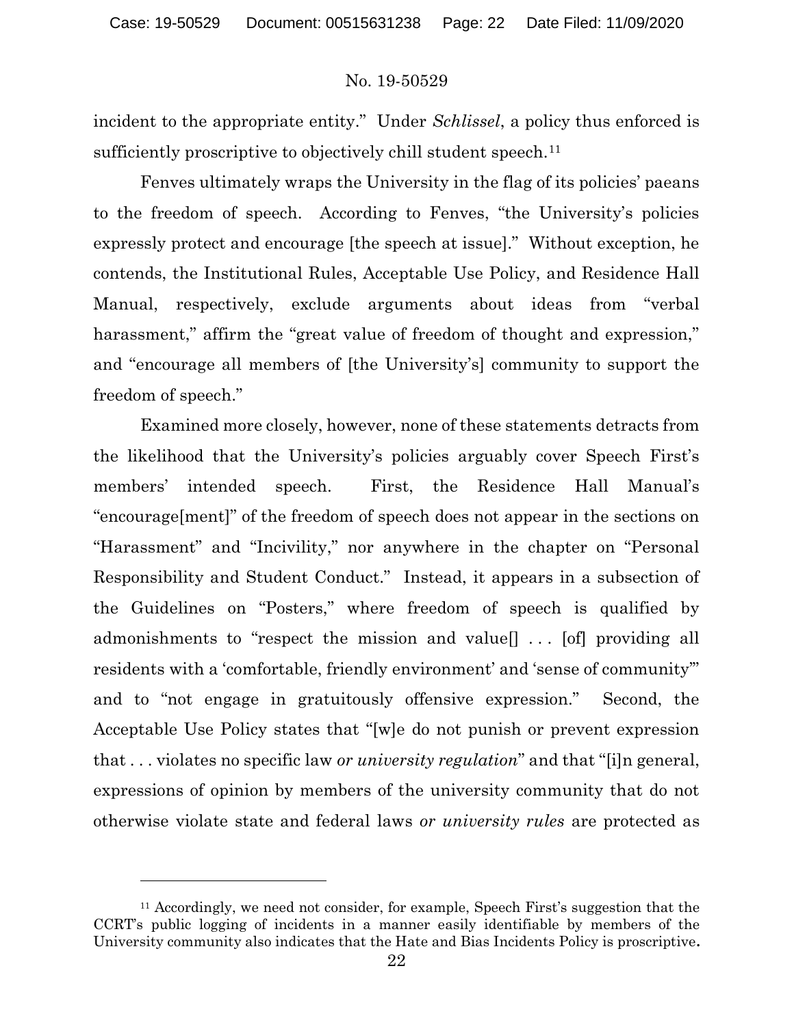incident to the appropriate entity." Under *Schlissel*, a policy thus enforced is sufficiently proscriptive to objectively chill student speech.[11]

Fenves ultimately wraps the University in the flag of its policies' paeans to the freedom of speech. According to Fenves, "the University's policies expressly protect and encourage [the speech at issue]." Without exception, he contends, the Institutional Rules, Acceptable Use Policy, and Residence Hall Manual, respectively, exclude arguments about ideas from "verbal harassment," affirm the "great value of freedom of thought and expression," and "encourage all members of [the University's] community to support the freedom of speech."

Examined more closely, however, none of these statements detracts from the likelihood that the University's policies arguably cover Speech First's members' intended speech. First, the Residence Hall Manual's "encourage[ment]" of the freedom of speech does not appear in the sections on "Harassment" and "Incivility," nor anywhere in the chapter on "Personal Responsibility and Student Conduct." Instead, it appears in a subsection of the Guidelines on "Posters," where freedom of speech is qualified by admonishments to "respect the mission and value[] . . . [of] providing all residents with a 'comfortable, friendly environment' and 'sense of community'" and to "not engage in gratuitously offensive expression." Second, the Acceptable Use Policy states that "[w]e do not punish or prevent expression that . . . violates no specific law *or university regulation*" and that "[i]n general, expressions of opinion by members of the university community that do not otherwise violate state and federal laws *or university rules* are protected as

[11] Accordingly, we need not consider, for example, Speech First's suggestion that the CCRT's public logging of incidents in a manner easily identifiable by members of the University community also indicates that the Hate and Bias Incidents Policy is proscriptive.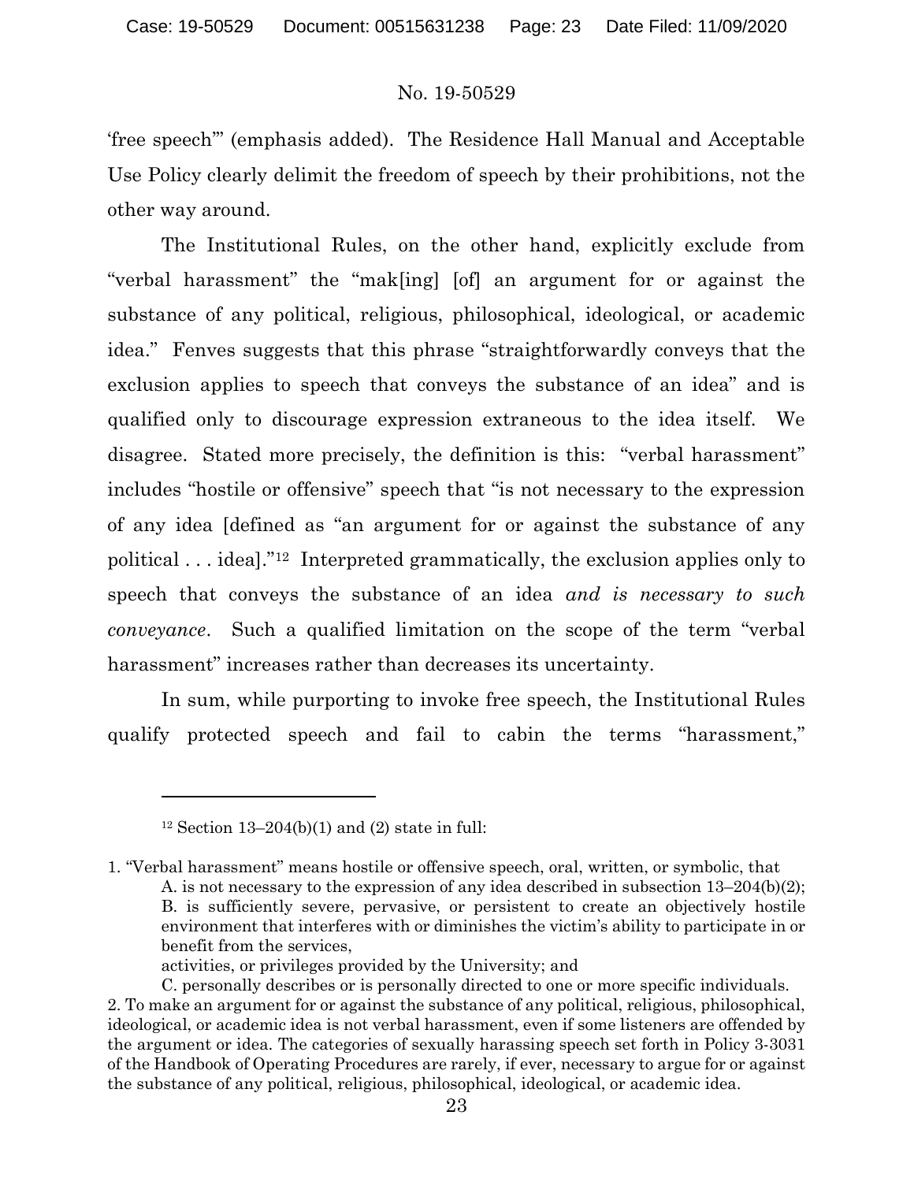'free speech'" (emphasis added). The Residence Hall Manual and Acceptable Use Policy clearly delimit the freedom of speech by their prohibitions, not the other way around.

The Institutional Rules, on the other hand, explicitly exclude from "verbal harassment" the "mak[ing] [of] an argument for or against the substance of any political, religious, philosophical, ideological, or academic idea." Fenves suggests that this phrase "straightforwardly conveys that the exclusion applies to speech that conveys the substance of an idea" and is qualified only to discourage expression extraneous to the idea itself. We disagree. Stated more precisely, the definition is this: "verbal harassment" includes "hostile or offensive" speech that "is not necessary to the expression of any idea [defined as "an argument for or against the substance of any political . . . idea]."[12] Interpreted grammatically, the exclusion applies only to speech that conveys the substance of an idea *and is necessary to such conveyance*. Such a qualified limitation on the scope of the term "verbal harassment" increases rather than decreases its uncertainty.

In sum, while purporting to invoke free speech, the Institutional Rules qualify protected speech and fail to cabin the terms "harassment,"

---

[12] Section 13–204(b)(1) and (2) state in full:

1. "Verbal harassment" means hostile or offensive speech, oral, written, or symbolic, that
   A. is not necessary to the expression of any idea described in subsection 13–204(b)(2);
   B. is sufficiently severe, pervasive, or persistent to create an objectively hostile environment that interferes with or diminishes the victim's ability to participate in or benefit from the services,
   activities, or privileges provided by the University; and
   C. personally describes or is personally directed to one or more specific individuals.
2. To make an argument for or against the substance of any political, religious, philosophical, ideological, or academic idea is not verbal harassment, even if some listeners are offended by the argument or idea. The categories of sexually harassing speech set forth in Policy 3-3031 of the Handbook of Operating Procedures are rarely, if ever, necessary to argue for or against the substance of any political, religious, philosophical, ideological, or academic idea.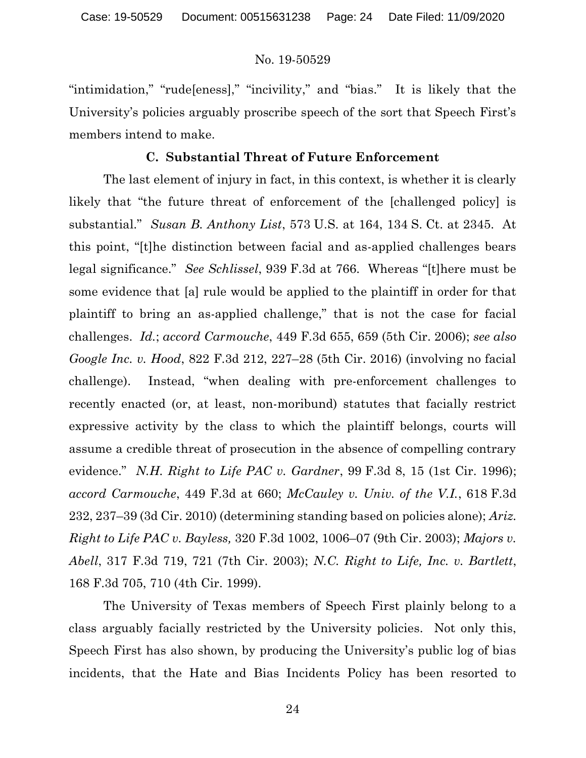"intimidation," "rude[eness]," "incivility," and "bias." It is likely that the University's policies arguably proscribe speech of the sort that Speech First's members intend to make.

### C. Substantial Threat of Future Enforcement

The last element of injury in fact, in this context, is whether it is clearly likely that "the future threat of enforcement of the [challenged policy] is substantial." *Susan B. Anthony List*, 573 U.S. at 164, 134 S. Ct. at 2345. At this point, "[t]he distinction between facial and as-applied challenges bears legal significance." *See Schlissel*, 939 F.3d at 766. Whereas "[t]here must be some evidence that [a] rule would be applied to the plaintiff in order for that plaintiff to bring an as-applied challenge," that is not the case for facial challenges. *Id.*; *accord Carmouche*, 449 F.3d 655, 659 (5th Cir. 2006); *see also Google Inc. v. Hood*, 822 F.3d 212, 227–28 (5th Cir. 2016) (involving no facial challenge). Instead, "when dealing with pre-enforcement challenges to recently enacted (or, at least, non-moribund) statutes that facially restrict expressive activity by the class to which the plaintiff belongs, courts will assume a credible threat of prosecution in the absence of compelling contrary evidence." *N.H. Right to Life PAC v. Gardner*, 99 F.3d 8, 15 (1st Cir. 1996); *accord Carmouche*, 449 F.3d at 660; *McCauley v. Univ. of the V.I.*, 618 F.3d 232, 237–39 (3d Cir. 2010) (determining standing based on policies alone); *Ariz. Right to Life PAC v. Bayless,* 320 F.3d 1002, 1006–07 (9th Cir. 2003); *Majors v. Abell*, 317 F.3d 719, 721 (7th Cir. 2003); *N.C. Right to Life, Inc. v. Bartlett*, 168 F.3d 705, 710 (4th Cir. 1999).

The University of Texas members of Speech First plainly belong to a class arguably facially restricted by the University policies. Not only this, Speech First has also shown, by producing the University's public log of bias incidents, that the Hate and Bias Incidents Policy has been resorted to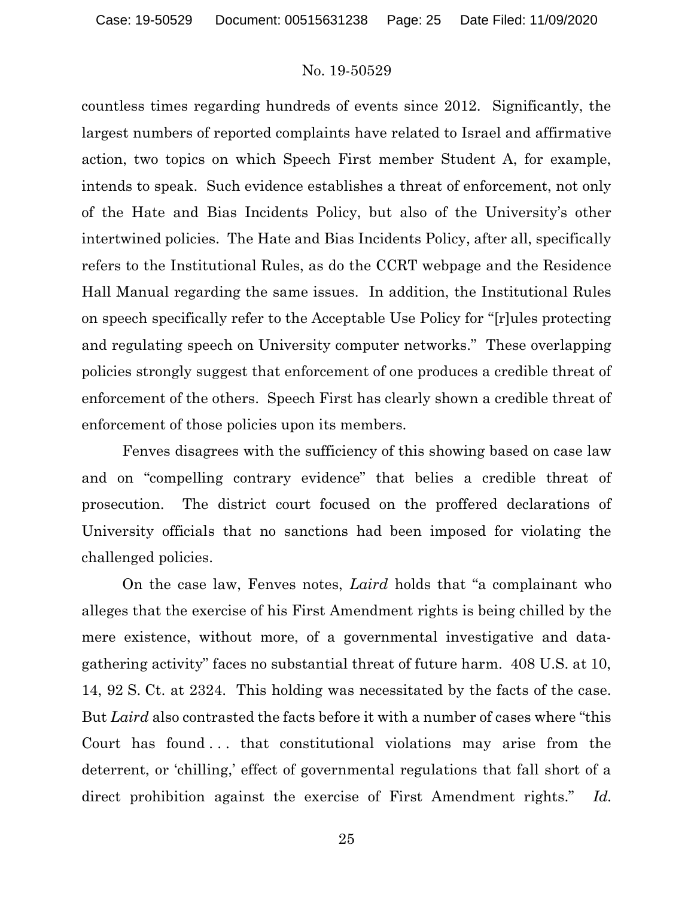countless times regarding hundreds of events since 2012. Significantly, the largest numbers of reported complaints have related to Israel and affirmative action, two topics on which Speech First member Student A, for example, intends to speak. Such evidence establishes a threat of enforcement, not only of the Hate and Bias Incidents Policy, but also of the University's other intertwined policies. The Hate and Bias Incidents Policy, after all, specifically refers to the Institutional Rules, as do the CCRT webpage and the Residence Hall Manual regarding the same issues. In addition, the Institutional Rules on speech specifically refer to the Acceptable Use Policy for "[r]ules protecting and regulating speech on University computer networks." These overlapping policies strongly suggest that enforcement of one produces a credible threat of enforcement of the others. Speech First has clearly shown a credible threat of enforcement of those policies upon its members.

Fenves disagrees with the sufficiency of this showing based on case law and on "compelling contrary evidence" that belies a credible threat of prosecution. The district court focused on the proffered declarations of University officials that no sanctions had been imposed for violating the challenged policies.

On the case law, Fenves notes, *Laird* holds that "a complainant who alleges that the exercise of his First Amendment rights is being chilled by the mere existence, without more, of a governmental investigative and data-gathering activity" faces no substantial threat of future harm. 408 U.S. at 10, 14, 92 S. Ct. at 2324. This holding was necessitated by the facts of the case. But *Laird* also contrasted the facts before it with a number of cases where "this Court has found . . . that constitutional violations may arise from the deterrent, or 'chilling,' effect of governmental regulations that fall short of a direct prohibition against the exercise of First Amendment rights." *Id.*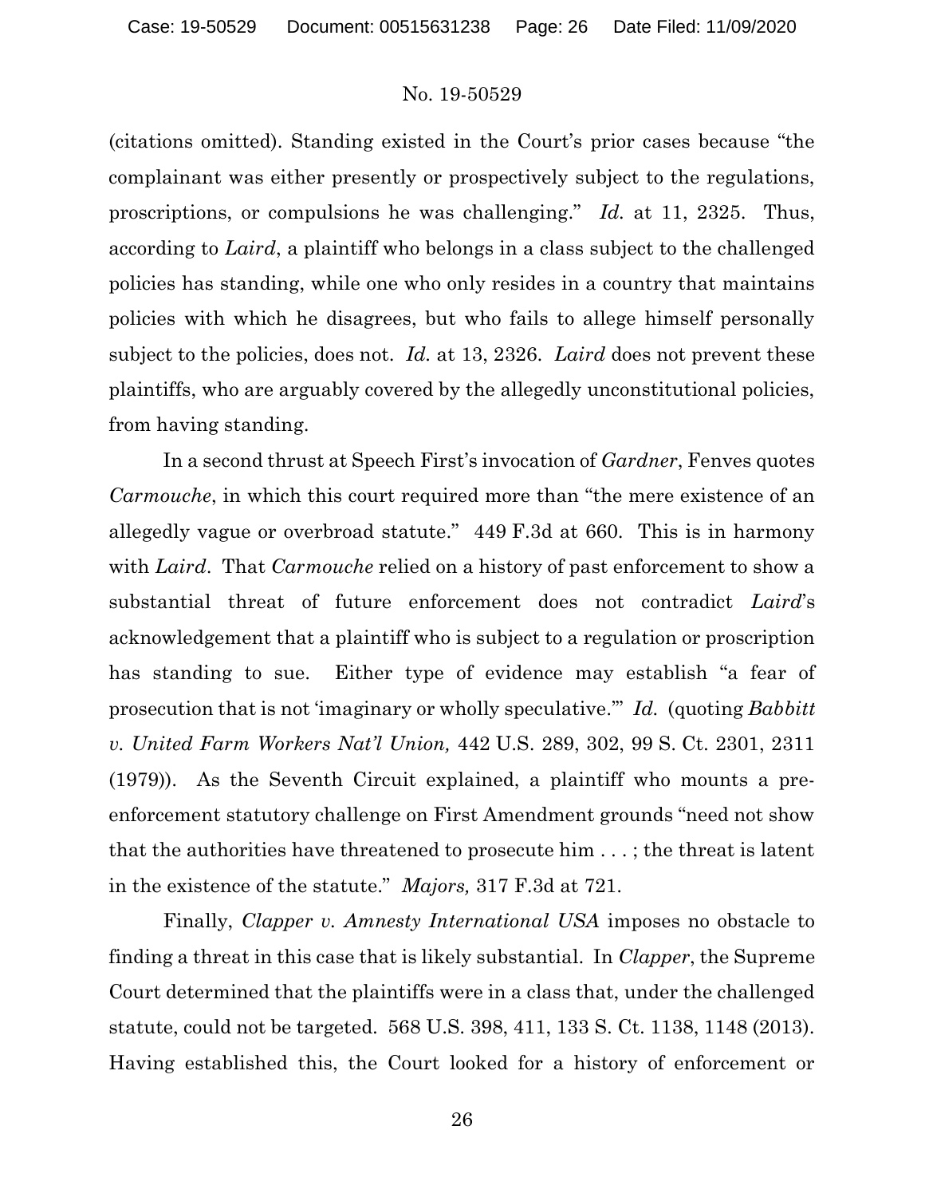(citations omitted). Standing existed in the Court's prior cases because "the complainant was either presently or prospectively subject to the regulations, proscriptions, or compulsions he was challenging." *Id.* at 11, 2325. Thus, according to *Laird*, a plaintiff who belongs in a class subject to the challenged policies has standing, while one who only resides in a country that maintains policies with which he disagrees, but who fails to allege himself personally subject to the policies, does not. *Id.* at 13, 2326. *Laird* does not prevent these plaintiffs, who are arguably covered by the allegedly unconstitutional policies, from having standing.

In a second thrust at Speech First's invocation of *Gardner*, Fenves quotes *Carmouche*, in which this court required more than "the mere existence of an allegedly vague or overbroad statute." 449 F.3d at 660. This is in harmony with *Laird*. That *Carmouche* relied on a history of past enforcement to show a substantial threat of future enforcement does not contradict *Laird*'s acknowledgement that a plaintiff who is subject to a regulation or proscription has standing to sue. Either type of evidence may establish "a fear of prosecution that is not 'imaginary or wholly speculative.'" *Id.* (quoting *Babbitt v. United Farm Workers Nat'l Union,* 442 U.S. 289, 302, 99 S. Ct. 2301, 2311 (1979)). As the Seventh Circuit explained, a plaintiff who mounts a pre-enforcement statutory challenge on First Amendment grounds "need not show that the authorities have threatened to prosecute him . . . ; the threat is latent in the existence of the statute." *Majors,* 317 F.3d at 721.

Finally, *Clapper v. Amnesty International USA* imposes no obstacle to finding a threat in this case that is likely substantial. In *Clapper*, the Supreme Court determined that the plaintiffs were in a class that, under the challenged statute, could not be targeted. 568 U.S. 398, 411, 133 S. Ct. 1138, 1148 (2013). Having established this, the Court looked for a history of enforcement or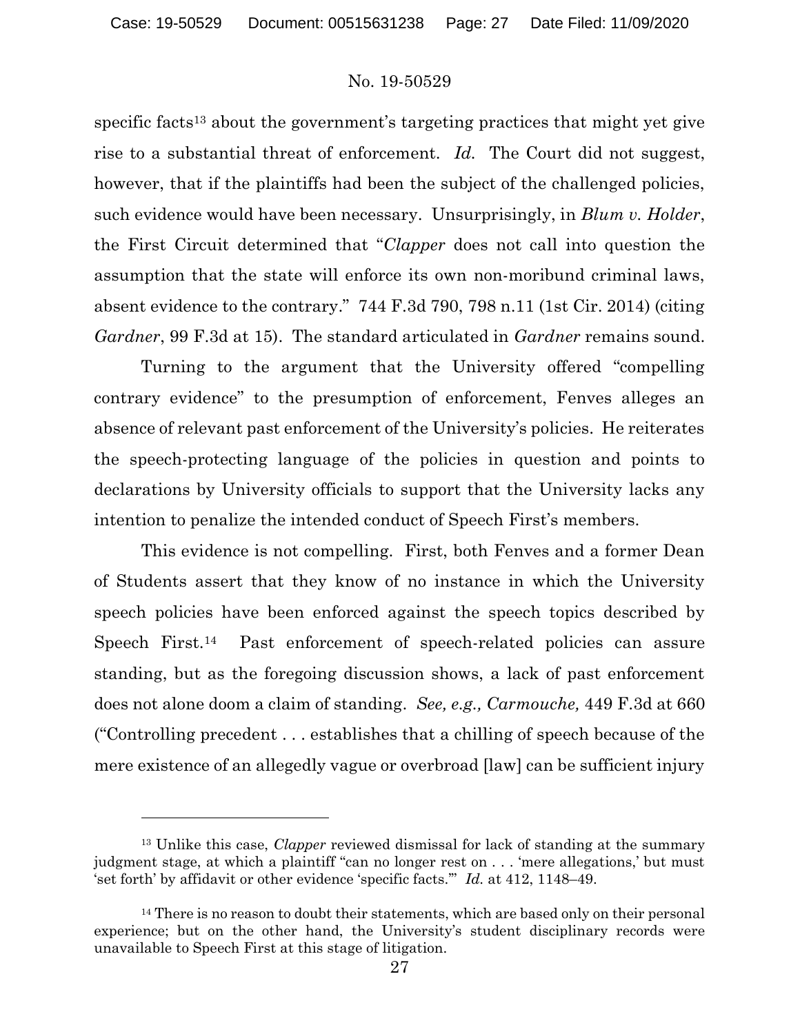specific facts[13] about the government's targeting practices that might yet give rise to a substantial threat of enforcement. *Id.* The Court did not suggest, however, that if the plaintiffs had been the subject of the challenged policies, such evidence would have been necessary. Unsurprisingly, in *Blum v. Holder*, the First Circuit determined that "*Clapper* does not call into question the assumption that the state will enforce its own non-moribund criminal laws, absent evidence to the contrary." 744 F.3d 790, 798 n.11 (1st Cir. 2014) (citing *Gardner*, 99 F.3d at 15). The standard articulated in *Gardner* remains sound.

Turning to the argument that the University offered "compelling contrary evidence" to the presumption of enforcement, Fenves alleges an absence of relevant past enforcement of the University's policies. He reiterates the speech-protecting language of the policies in question and points to declarations by University officials to support that the University lacks any intention to penalize the intended conduct of Speech First's members.

This evidence is not compelling. First, both Fenves and a former Dean of Students assert that they know of no instance in which the University speech policies have been enforced against the speech topics described by Speech First.[14] Past enforcement of speech-related policies can assure standing, but as the foregoing discussion shows, a lack of past enforcement does not alone doom a claim of standing. *See, e.g., Carmouche,* 449 F.3d at 660 ("Controlling precedent . . . establishes that a chilling of speech because of the mere existence of an allegedly vague or overbroad [law] can be sufficient injury

---

[13] Unlike this case, *Clapper* reviewed dismissal for lack of standing at the summary judgment stage, at which a plaintiff "can no longer rest on . . . 'mere allegations,' but must 'set forth' by affidavit or other evidence 'specific facts.'" *Id.* at 412, 1148–49.

[14] There is no reason to doubt their statements, which are based only on their personal experience; but on the other hand, the University's student disciplinary records were unavailable to Speech First at this stage of litigation.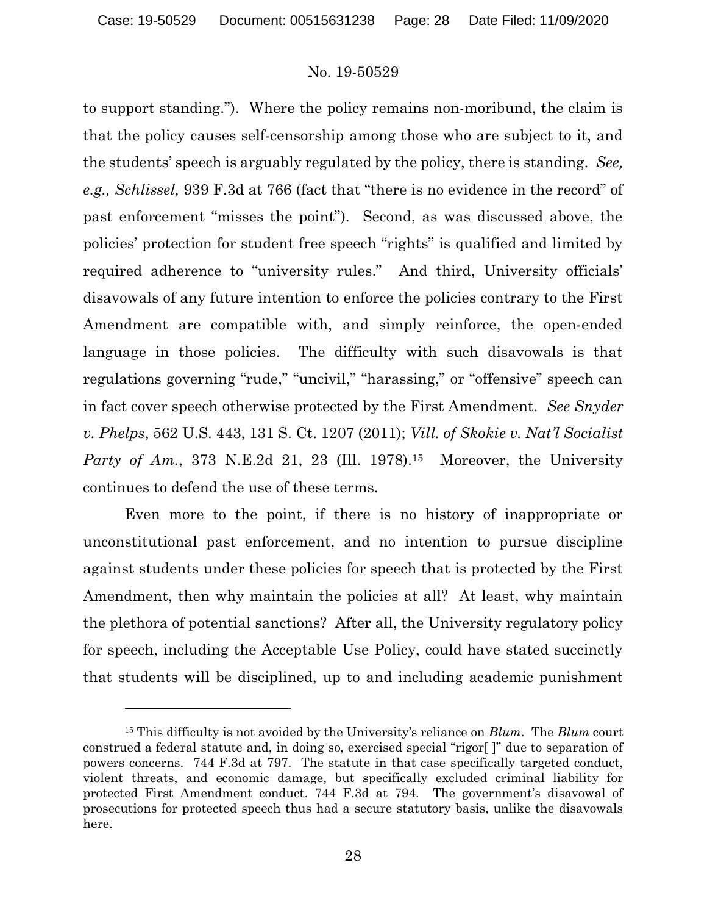to support standing."). Where the policy remains non-moribund, the claim is that the policy causes self-censorship among those who are subject to it, and the students' speech is arguably regulated by the policy, there is standing. *See, e.g., Schlissel,* 939 F.3d at 766 (fact that "there is no evidence in the record" of past enforcement "misses the point"). Second, as was discussed above, the policies' protection for student free speech "rights" is qualified and limited by required adherence to "university rules." And third, University officials' disavowals of any future intention to enforce the policies contrary to the First Amendment are compatible with, and simply reinforce, the open-ended language in those policies. The difficulty with such disavowals is that regulations governing "rude," "uncivil," "harassing," or "offensive" speech can in fact cover speech otherwise protected by the First Amendment. *See Snyder v. Phelps*, 562 U.S. 443, 131 S. Ct. 1207 (2011); *Vill. of Skokie v. Nat'l Socialist Party of Am.*, 373 N.E.2d 21, 23 (Ill. 1978).[15] Moreover, the University continues to defend the use of these terms.

Even more to the point, if there is no history of inappropriate or unconstitutional past enforcement, and no intention to pursue discipline against students under these policies for speech that is protected by the First Amendment, then why maintain the policies at all? At least, why maintain the plethora of potential sanctions? After all, the University regulatory policy for speech, including the Acceptable Use Policy, could have stated succinctly that students will be disciplined, up to and including academic punishment

---

[15] This difficulty is not avoided by the University's reliance on *Blum*. The *Blum* court construed a federal statute and, in doing so, exercised special "rigor[ ]" due to separation of powers concerns. 744 F.3d at 797. The statute in that case specifically targeted conduct, violent threats, and economic damage, but specifically excluded criminal liability for protected First Amendment conduct. 744 F.3d at 794. The government's disavowal of prosecutions for protected speech thus had a secure statutory basis, unlike the disavowals here.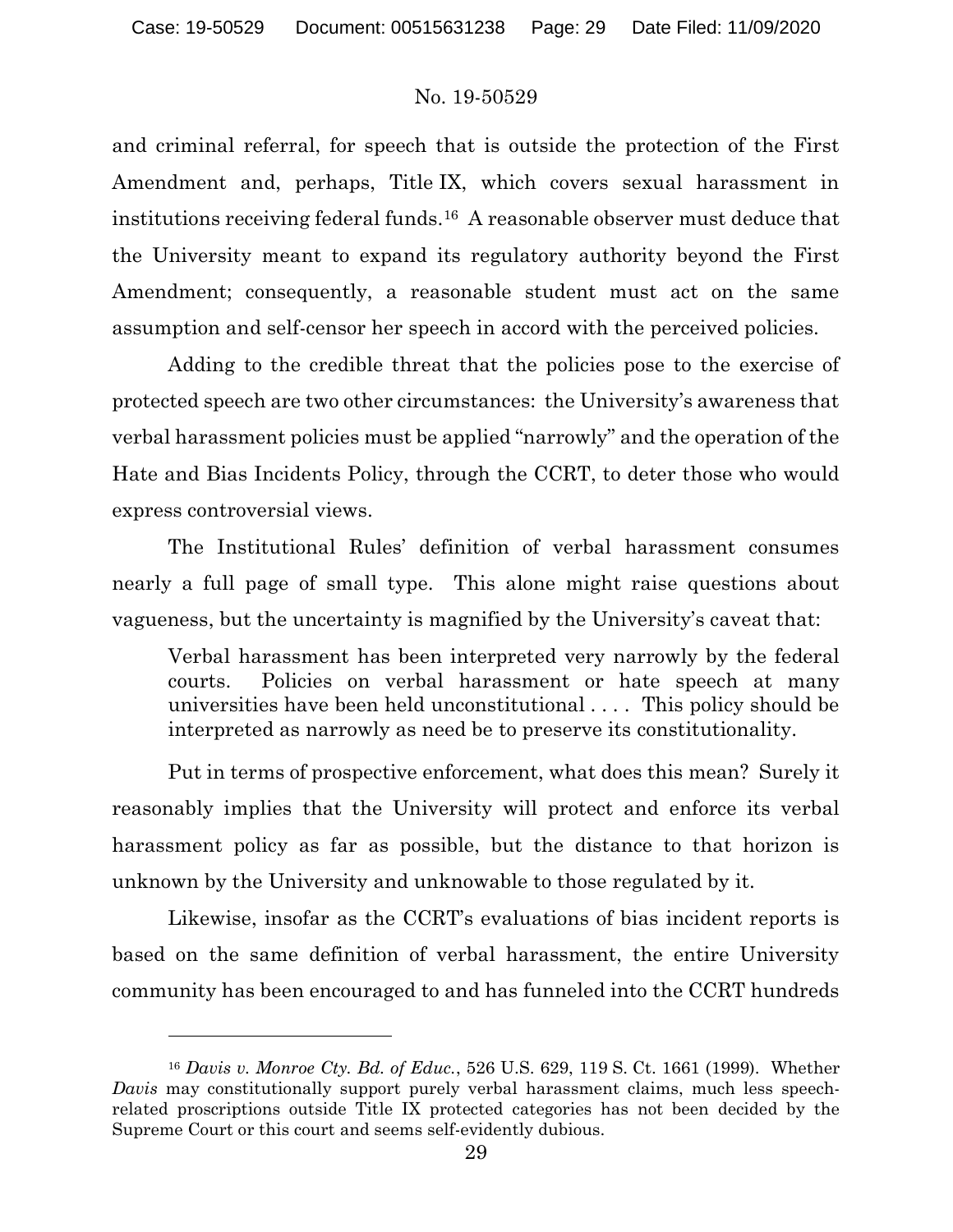and criminal referral, for speech that is outside the protection of the First Amendment and, perhaps, Title IX, which covers sexual harassment in institutions receiving federal funds.[16] A reasonable observer must deduce that the University meant to expand its regulatory authority beyond the First Amendment; consequently, a reasonable student must act on the same assumption and self-censor her speech in accord with the perceived policies.

Adding to the credible threat that the policies pose to the exercise of protected speech are two other circumstances: the University's awareness that verbal harassment policies must be applied "narrowly" and the operation of the Hate and Bias Incidents Policy, through the CCRT, to deter those who would express controversial views.

The Institutional Rules' definition of verbal harassment consumes nearly a full page of small type. This alone might raise questions about vagueness, but the uncertainty is magnified by the University's caveat that:

> Verbal harassment has been interpreted very narrowly by the federal courts. Policies on verbal harassment or hate speech at many universities have been held unconstitutional . . . . This policy should be interpreted as narrowly as need be to preserve its constitutionality.

Put in terms of prospective enforcement, what does this mean? Surely it reasonably implies that the University will protect and enforce its verbal harassment policy as far as possible, but the distance to that horizon is unknown by the University and unknowable to those regulated by it.

Likewise, insofar as the CCRT's evaluations of bias incident reports is based on the same definition of verbal harassment, the entire University community has been encouraged to and has funneled into the CCRT hundreds

---

[16] *Davis v. Monroe Cty. Bd. of Educ.*, 526 U.S. 629, 119 S. Ct. 1661 (1999). Whether *Davis* may constitutionally support purely verbal harassment claims, much less speech-related proscriptions outside Title IX protected categories has not been decided by the Supreme Court or this court and seems self-evidently dubious.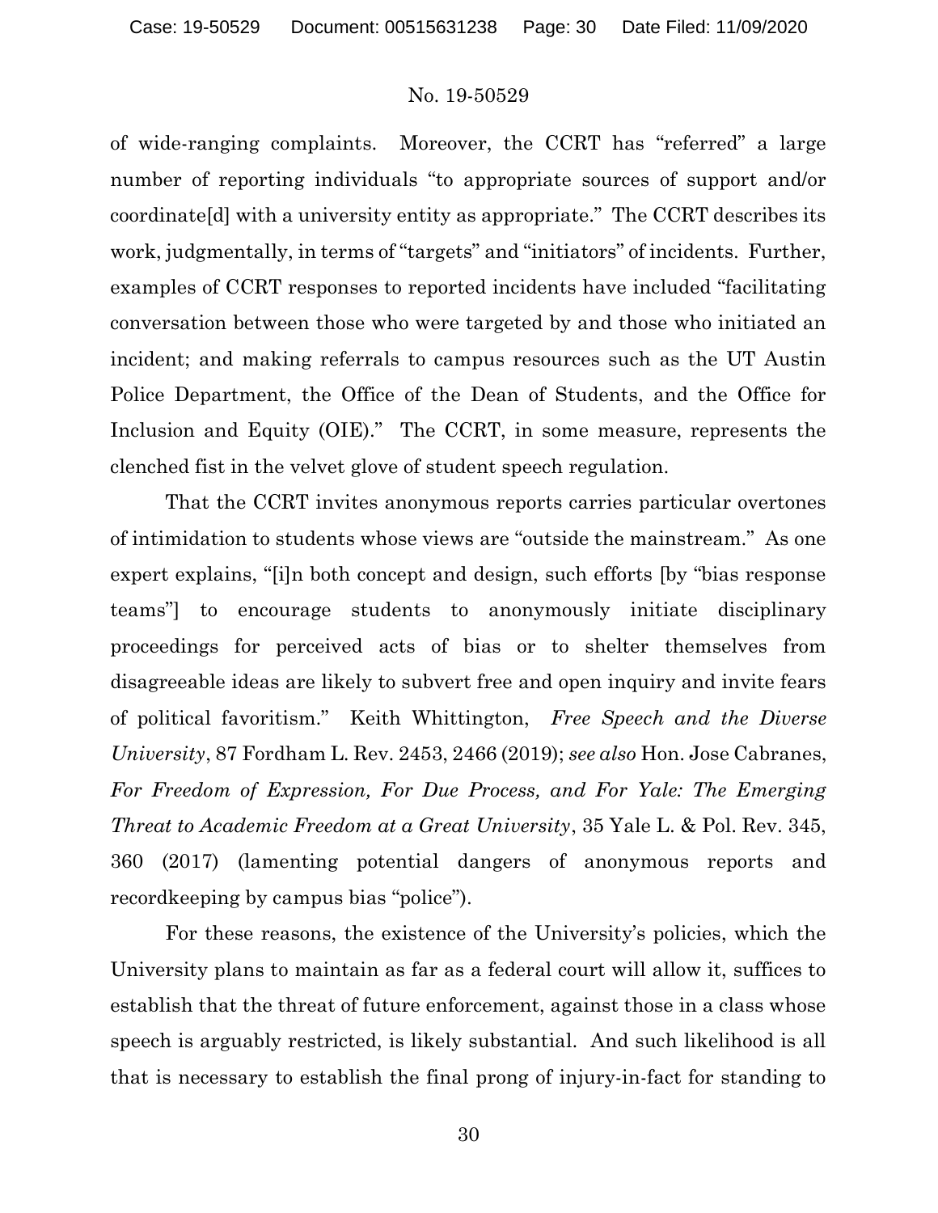of wide-ranging complaints. Moreover, the CCRT has "referred" a large number of reporting individuals "to appropriate sources of support and/or coordinate[d] with a university entity as appropriate." The CCRT describes its work, judgmentally, in terms of "targets" and "initiators" of incidents. Further, examples of CCRT responses to reported incidents have included "facilitating conversation between those who were targeted by and those who initiated an incident; and making referrals to campus resources such as the UT Austin Police Department, the Office of the Dean of Students, and the Office for Inclusion and Equity (OIE)." The CCRT, in some measure, represents the clenched fist in the velvet glove of student speech regulation.

That the CCRT invites anonymous reports carries particular overtones of intimidation to students whose views are "outside the mainstream." As one expert explains, "[i]n both concept and design, such efforts [by "bias response teams"] to encourage students to anonymously initiate disciplinary proceedings for perceived acts of bias or to shelter themselves from disagreeable ideas are likely to subvert free and open inquiry and invite fears of political favoritism." Keith Whittington, *Free Speech and the Diverse University*, 87 Fordham L. Rev. 2453, 2466 (2019); *see also* Hon. Jose Cabranes, *For Freedom of Expression, For Due Process, and For Yale: The Emerging Threat to Academic Freedom at a Great University*, 35 Yale L. & Pol. Rev. 345, 360 (2017) (lamenting potential dangers of anonymous reports and recordkeeping by campus bias "police").

For these reasons, the existence of the University's policies, which the University plans to maintain as far as a federal court will allow it, suffices to establish that the threat of future enforcement, against those in a class whose speech is arguably restricted, is likely substantial. And such likelihood is all that is necessary to establish the final prong of injury-in-fact for standing to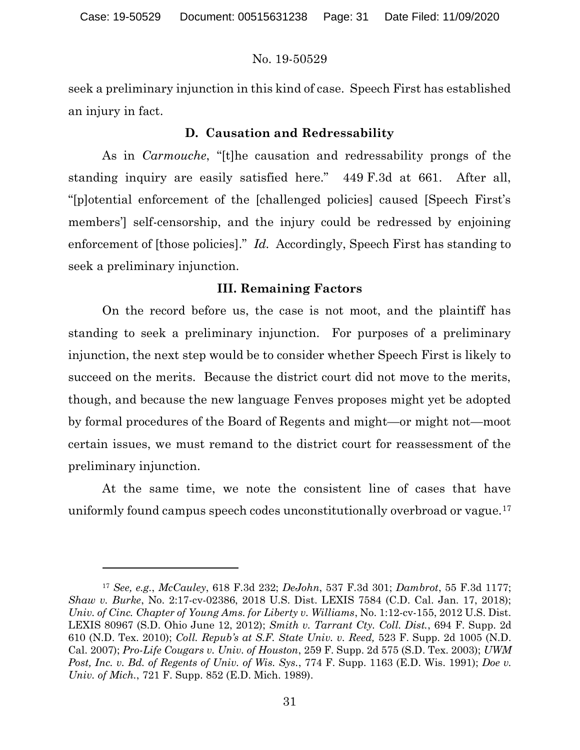seek a preliminary injunction in this kind of case. Speech First has established an injury in fact.

### D. Causation and Redressability

As in *Carmouche*, "[t]he causation and redressability prongs of the standing inquiry are easily satisfied here." 449 F.3d at 661. After all, "[p]otential enforcement of the [challenged policies] caused [Speech First's members'] self-censorship, and the injury could be redressed by enjoining enforcement of [those policies]." *Id.* Accordingly, Speech First has standing to seek a preliminary injunction.

## III. Remaining Factors

On the record before us, the case is not moot, and the plaintiff has standing to seek a preliminary injunction. For purposes of a preliminary injunction, the next step would be to consider whether Speech First is likely to succeed on the merits. Because the district court did not move to the merits, though, and because the new language Fenves proposes might yet be adopted by formal procedures of the Board of Regents and might—or might not—moot certain issues, we must remand to the district court for reassessment of the preliminary injunction.

At the same time, we note the consistent line of cases that have uniformly found campus speech codes unconstitutionally overbroad or vague.[17]

---

[17] *See, e.g.*, *McCauley*, 618 F.3d 232; *DeJohn*, 537 F.3d 301; *Dambrot*, 55 F.3d 1177; *Shaw v. Burke*, No. 2:17-cv-02386, 2018 U.S. Dist. LEXIS 7584 (C.D. Cal. Jan. 17, 2018); *Univ. of Cinc. Chapter of Young Ams. for Liberty v. Williams*, No. 1:12-cv-155, 2012 U.S. Dist. LEXIS 80967 (S.D. Ohio June 12, 2012); *Smith v. Tarrant Cty. Coll. Dist.*, 694 F. Supp. 2d 610 (N.D. Tex. 2010); *Coll. Repub's at S.F. State Univ. v. Reed,* 523 F. Supp. 2d 1005 (N.D. Cal. 2007); *Pro-Life Cougars v. Univ. of Houston*, 259 F. Supp. 2d 575 (S.D. Tex. 2003); *UWM Post, Inc. v. Bd. of Regents of Univ. of Wis. Sys.*, 774 F. Supp. 1163 (E.D. Wis. 1991); *Doe v. Univ. of Mich.*, 721 F. Supp. 852 (E.D. Mich. 1989).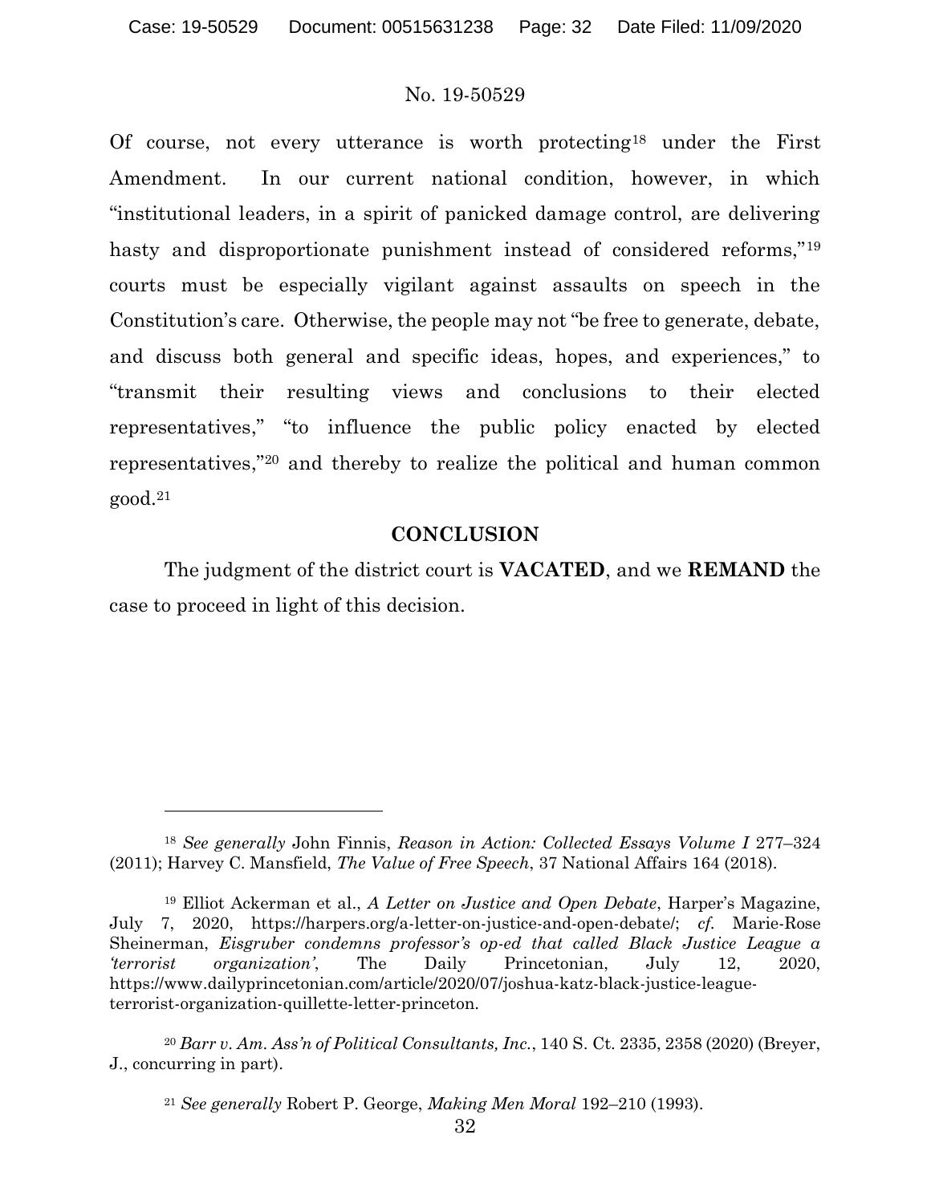Of course, not every utterance is worth protecting[18] under the First Amendment. In our current national condition, however, in which "institutional leaders, in a spirit of panicked damage control, are delivering hasty and disproportionate punishment instead of considered reforms,"[19] courts must be especially vigilant against assaults on speech in the Constitution's care. Otherwise, the people may not "be free to generate, debate, and discuss both general and specific ideas, hopes, and experiences," to "transmit their resulting views and conclusions to their elected representatives," "to influence the public policy enacted by elected representatives,"[20] and thereby to realize the political and human common good.[21]

## CONCLUSION

The judgment of the district court is **VACATED**, and we **REMAND** the case to proceed in light of this decision.

---

[18] *See generally* John Finnis, *Reason in Action: Collected Essays Volume I* 277–324 (2011); Harvey C. Mansfield, *The Value of Free Speech*, 37 National Affairs 164 (2018).

[19] Elliot Ackerman et al., *A Letter on Justice and Open Debate*, Harper's Magazine, July 7, 2020, https://harpers.org/a-letter-on-justice-and-open-debate/; *cf.* Marie-Rose Sheinerman, *Eisgruber condemns professor's op-ed that called Black Justice League a 'terrorist organization'*, The Daily Princetonian, July 12, 2020, https://www.dailyprincetonian.com/article/2020/07/joshua-katz-black-justice-league-terrorist-organization-quillette-letter-princeton.

[20] *Barr v. Am. Ass'n of Political Consultants, Inc.*, 140 S. Ct. 2335, 2358 (2020) (Breyer, J., concurring in part).

[21] *See generally* Robert P. George, *Making Men Moral* 192–210 (1993).